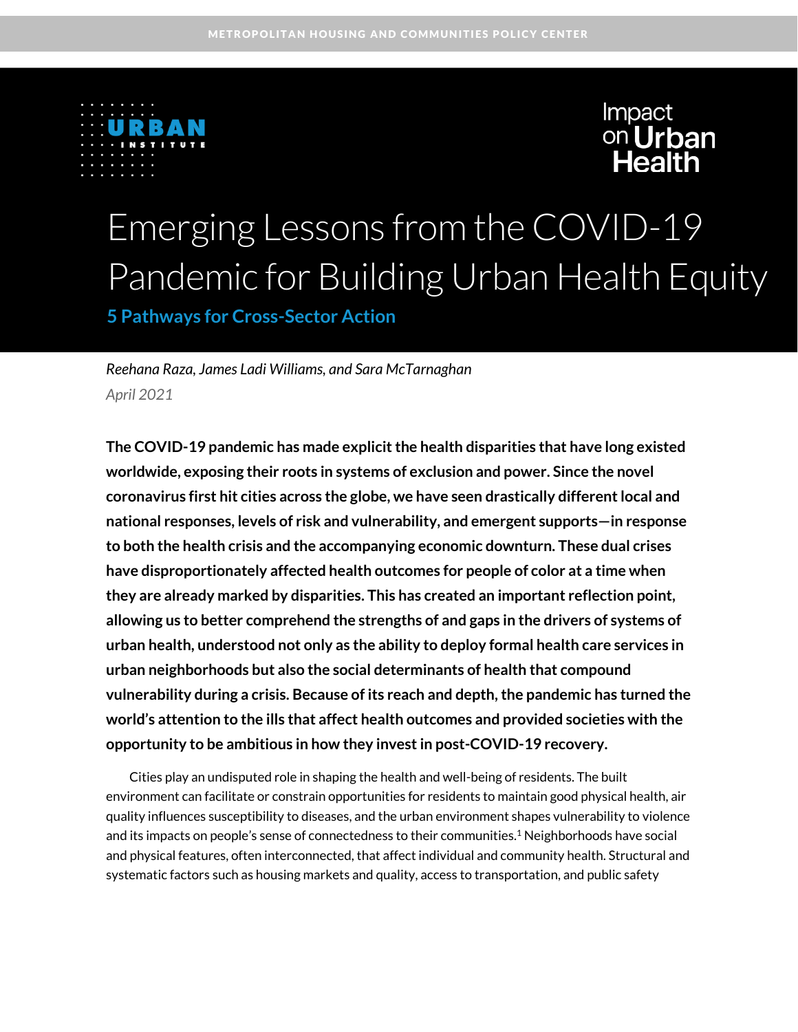METROPOLITAN HOUSING AND COMMUNITIES POLICY CENTER

URBAN INSTITUTE

Impact on Urban Health

# Emerging Lessons from the COVID-19 Pandemic for Building Urban Health Equity

## 5 Pathways for Cross-Sector Action

*Reehana Raza, James Ladi Williams, and Sara McTarnaghan*

*April 2021*

**The COVID-19 pandemic has made explicit the health disparities that have long existed worldwide, exposing their roots in systems of exclusion and power. Since the novel coronavirus first hit cities across the globe, we have seen drastically different local and national responses, levels of risk and vulnerability, and emergent supports—in response to both the health crisis and the accompanying economic downturn. These dual crises have disproportionately affected health outcomes for people of color at a time when they are already marked by disparities. This has created an important reflection point, allowing us to better comprehend the strengths of and gaps in the drivers of systems of urban health, understood not only as the ability to deploy formal health care services in urban neighborhoods but also the social determinants of health that compound vulnerability during a crisis. Because of its reach and depth, the pandemic has turned the world's attention to the ills that affect health outcomes and provided societies with the opportunity to be ambitious in how they invest in post-COVID-19 recovery.**

Cities play an undisputed role in shaping the health and well-being of residents. The built environment can facilitate or constrain opportunities for residents to maintain good physical health, air quality influences susceptibility to diseases, and the urban environment shapes vulnerability to violence and its impacts on people's sense of connectedness to their communities.[1] Neighborhoods have social and physical features, often interconnected, that affect individual and community health. Structural and systematic factors such as housing markets and quality, access to transportation, and public safety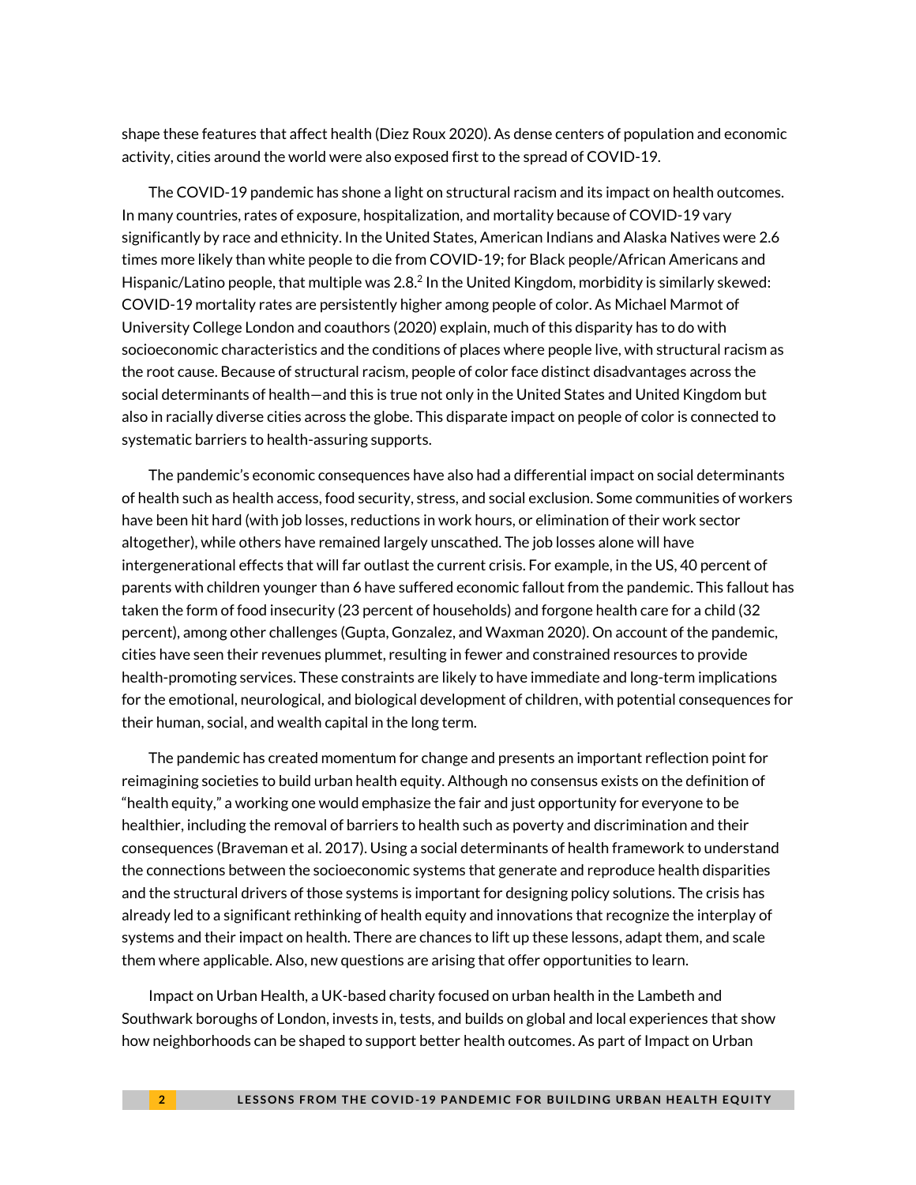shape these features that affect health (Diez Roux 2020). As dense centers of population and economic activity, cities around the world were also exposed first to the spread of COVID-19.

The COVID-19 pandemic has shone a light on structural racism and its impact on health outcomes. In many countries, rates of exposure, hospitalization, and mortality because of COVID-19 vary significantly by race and ethnicity. In the United States, American Indians and Alaska Natives were 2.6 times more likely than white people to die from COVID-19; for Black people/African Americans and Hispanic/Latino people, that multiple was 2.8.[2] In the United Kingdom, morbidity is similarly skewed: COVID-19 mortality rates are persistently higher among people of color. As Michael Marmot of University College London and coauthors (2020) explain, much of this disparity has to do with socioeconomic characteristics and the conditions of places where people live, with structural racism as the root cause. Because of structural racism, people of color face distinct disadvantages across the social determinants of health—and this is true not only in the United States and United Kingdom but also in racially diverse cities across the globe. This disparate impact on people of color is connected to systematic barriers to health-assuring supports.

The pandemic's economic consequences have also had a differential impact on social determinants of health such as health access, food security, stress, and social exclusion. Some communities of workers have been hit hard (with job losses, reductions in work hours, or elimination of their work sector altogether), while others have remained largely unscathed. The job losses alone will have intergenerational effects that will far outlast the current crisis. For example, in the US, 40 percent of parents with children younger than 6 have suffered economic fallout from the pandemic. This fallout has taken the form of food insecurity (23 percent of households) and forgone health care for a child (32 percent), among other challenges (Gupta, Gonzalez, and Waxman 2020). On account of the pandemic, cities have seen their revenues plummet, resulting in fewer and constrained resources to provide health-promoting services. These constraints are likely to have immediate and long-term implications for the emotional, neurological, and biological development of children, with potential consequences for their human, social, and wealth capital in the long term.

The pandemic has created momentum for change and presents an important reflection point for reimagining societies to build urban health equity. Although no consensus exists on the definition of "health equity," a working one would emphasize the fair and just opportunity for everyone to be healthier, including the removal of barriers to health such as poverty and discrimination and their consequences (Braveman et al. 2017). Using a social determinants of health framework to understand the connections between the socioeconomic systems that generate and reproduce health disparities and the structural drivers of those systems is important for designing policy solutions. The crisis has already led to a significant rethinking of health equity and innovations that recognize the interplay of systems and their impact on health. There are chances to lift up these lessons, adapt them, and scale them where applicable. Also, new questions are arising that offer opportunities to learn.

Impact on Urban Health, a UK-based charity focused on urban health in the Lambeth and Southwark boroughs of London, invests in, tests, and builds on global and local experiences that show how neighborhoods can be shaped to support better health outcomes. As part of Impact on Urban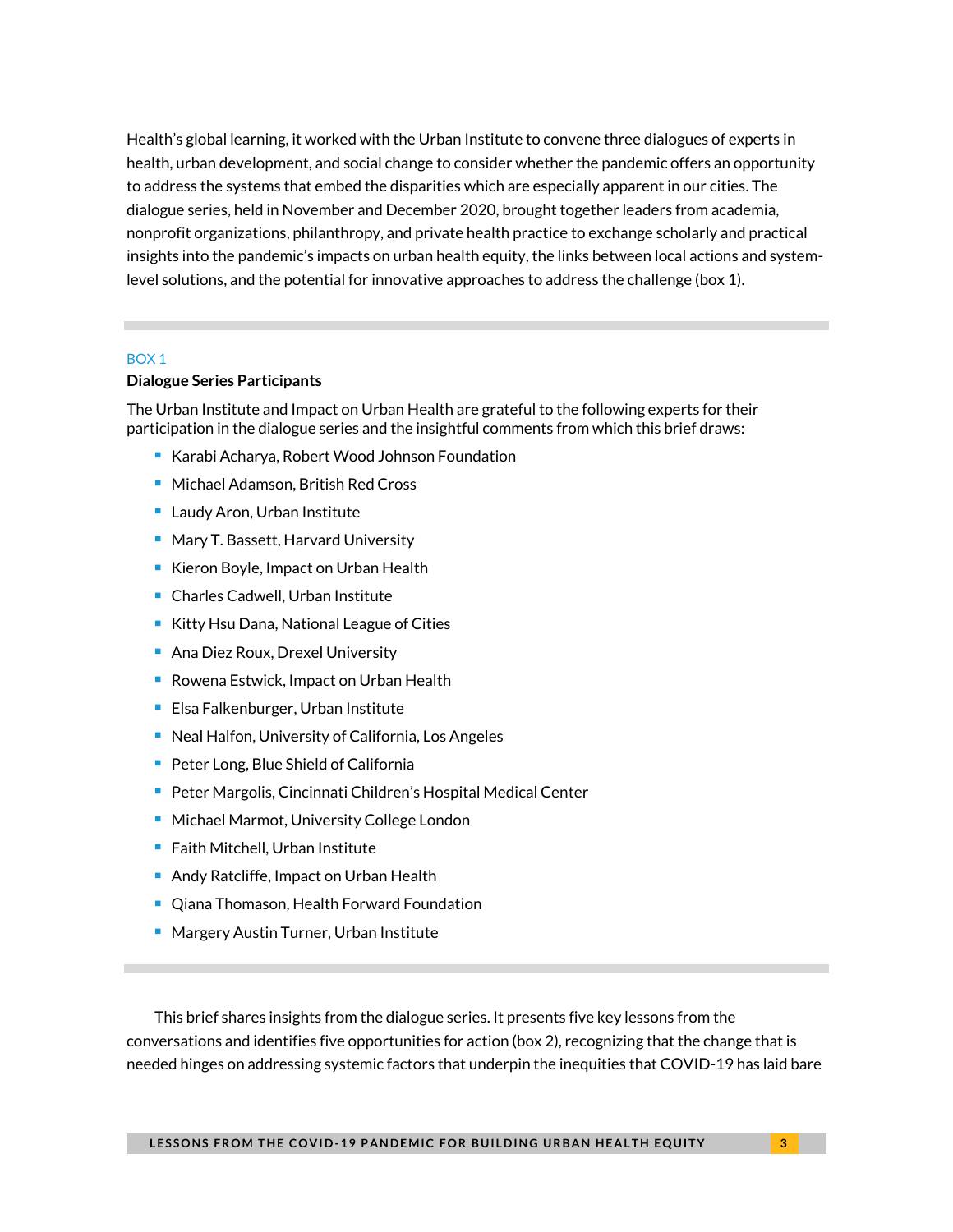Health's global learning, it worked with the Urban Institute to convene three dialogues of experts in health, urban development, and social change to consider whether the pandemic offers an opportunity to address the systems that embed the disparities which are especially apparent in our cities. The dialogue series, held in November and December 2020, brought together leaders from academia, nonprofit organizations, philanthropy, and private health practice to exchange scholarly and practical insights into the pandemic's impacts on urban health equity, the links between local actions and system-level solutions, and the potential for innovative approaches to address the challenge (box 1).

BOX 1

**Dialogue Series Participants**

The Urban Institute and Impact on Urban Health are grateful to the following experts for their participation in the dialogue series and the insightful comments from which this brief draws:

- Karabi Acharya, Robert Wood Johnson Foundation
- Michael Adamson, British Red Cross
- Laudy Aron, Urban Institute
- Mary T. Bassett, Harvard University
- Kieron Boyle, Impact on Urban Health
- Charles Cadwell, Urban Institute
- Kitty Hsu Dana, National League of Cities
- Ana Diez Roux, Drexel University
- Rowena Estwick, Impact on Urban Health
- Elsa Falkenburger, Urban Institute
- Neal Halfon, University of California, Los Angeles
- Peter Long, Blue Shield of California
- Peter Margolis, Cincinnati Children's Hospital Medical Center
- Michael Marmot, University College London
- Faith Mitchell, Urban Institute
- Andy Ratcliffe, Impact on Urban Health
- Qiana Thomason, Health Forward Foundation
- Margery Austin Turner, Urban Institute

This brief shares insights from the dialogue series. It presents five key lessons from the conversations and identifies five opportunities for action (box 2), recognizing that the change that is needed hinges on addressing systemic factors that underpin the inequities that COVID-19 has laid bare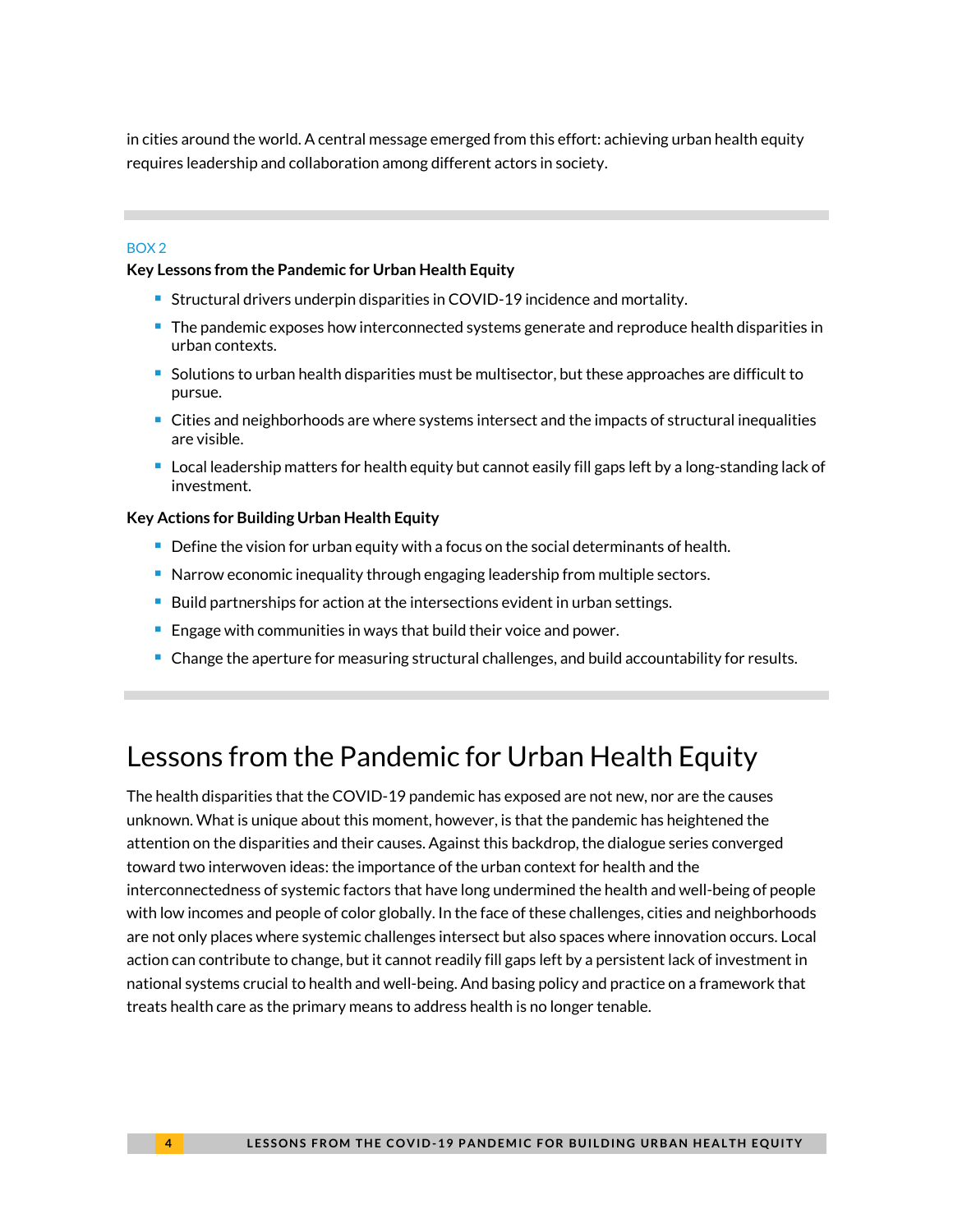in cities around the world. A central message emerged from this effort: achieving urban health equity requires leadership and collaboration among different actors in society.

---

BOX 2

**Key Lessons from the Pandemic for Urban Health Equity**

- Structural drivers underpin disparities in COVID-19 incidence and mortality.
- The pandemic exposes how interconnected systems generate and reproduce health disparities in urban contexts.
- Solutions to urban health disparities must be multisector, but these approaches are difficult to pursue.
- Cities and neighborhoods are where systems intersect and the impacts of structural inequalities are visible.
- Local leadership matters for health equity but cannot easily fill gaps left by a long-standing lack of investment.

**Key Actions for Building Urban Health Equity**

- Define the vision for urban equity with a focus on the social determinants of health.
- Narrow economic inequality through engaging leadership from multiple sectors.
- Build partnerships for action at the intersections evident in urban settings.
- Engage with communities in ways that build their voice and power.
- Change the aperture for measuring structural challenges, and build accountability for results.

---

# Lessons from the Pandemic for Urban Health Equity

The health disparities that the COVID-19 pandemic has exposed are not new, nor are the causes unknown. What is unique about this moment, however, is that the pandemic has heightened the attention on the disparities and their causes. Against this backdrop, the dialogue series converged toward two interwoven ideas: the importance of the urban context for health and the interconnectedness of systemic factors that have long undermined the health and well-being of people with low incomes and people of color globally. In the face of these challenges, cities and neighborhoods are not only places where systemic challenges intersect but also spaces where innovation occurs. Local action can contribute to change, but it cannot readily fill gaps left by a persistent lack of investment in national systems crucial to health and well-being. And basing policy and practice on a framework that treats health care as the primary means to address health is no longer tenable.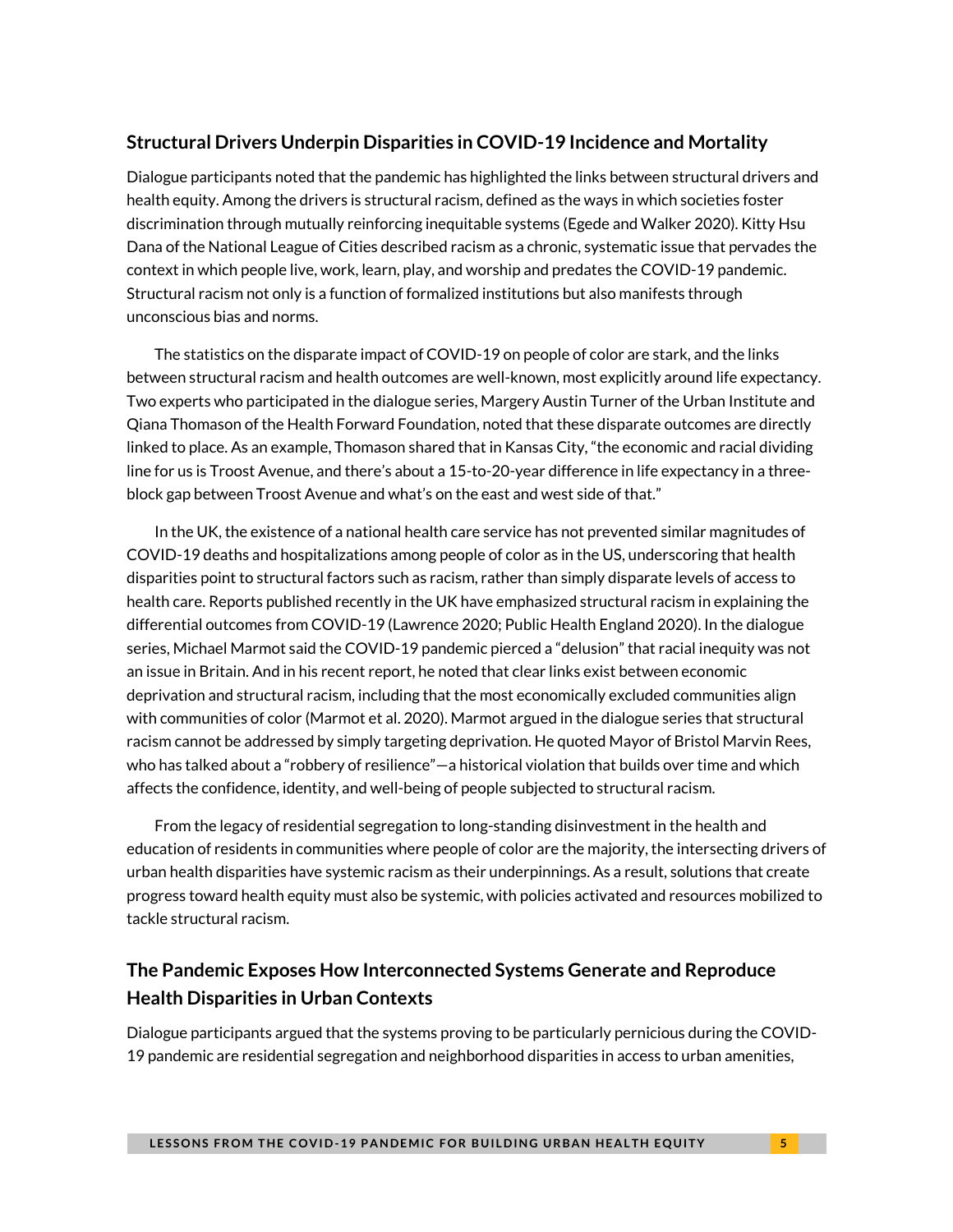## Structural Drivers Underpin Disparities in COVID-19 Incidence and Mortality

Dialogue participants noted that the pandemic has highlighted the links between structural drivers and health equity. Among the drivers is structural racism, defined as the ways in which societies foster discrimination through mutually reinforcing inequitable systems (Egede and Walker 2020). Kitty Hsu Dana of the National League of Cities described racism as a chronic, systematic issue that pervades the context in which people live, work, learn, play, and worship and predates the COVID-19 pandemic. Structural racism not only is a function of formalized institutions but also manifests through unconscious bias and norms.

The statistics on the disparate impact of COVID-19 on people of color are stark, and the links between structural racism and health outcomes are well-known, most explicitly around life expectancy. Two experts who participated in the dialogue series, Margery Austin Turner of the Urban Institute and Qiana Thomason of the Health Forward Foundation, noted that these disparate outcomes are directly linked to place. As an example, Thomason shared that in Kansas City, "the economic and racial dividing line for us is Troost Avenue, and there's about a 15-to-20-year difference in life expectancy in a three-block gap between Troost Avenue and what's on the east and west side of that."

In the UK, the existence of a national health care service has not prevented similar magnitudes of COVID-19 deaths and hospitalizations among people of color as in the US, underscoring that health disparities point to structural factors such as racism, rather than simply disparate levels of access to health care. Reports published recently in the UK have emphasized structural racism in explaining the differential outcomes from COVID-19 (Lawrence 2020; Public Health England 2020). In the dialogue series, Michael Marmot said the COVID-19 pandemic pierced a "delusion" that racial inequity was not an issue in Britain. And in his recent report, he noted that clear links exist between economic deprivation and structural racism, including that the most economically excluded communities align with communities of color (Marmot et al. 2020). Marmot argued in the dialogue series that structural racism cannot be addressed by simply targeting deprivation. He quoted Mayor of Bristol Marvin Rees, who has talked about a "robbery of resilience"—a historical violation that builds over time and which affects the confidence, identity, and well-being of people subjected to structural racism.

From the legacy of residential segregation to long-standing disinvestment in the health and education of residents in communities where people of color are the majority, the intersecting drivers of urban health disparities have systemic racism as their underpinnings. As a result, solutions that create progress toward health equity must also be systemic, with policies activated and resources mobilized to tackle structural racism.

## The Pandemic Exposes How Interconnected Systems Generate and Reproduce Health Disparities in Urban Contexts

Dialogue participants argued that the systems proving to be particularly pernicious during the COVID-19 pandemic are residential segregation and neighborhood disparities in access to urban amenities,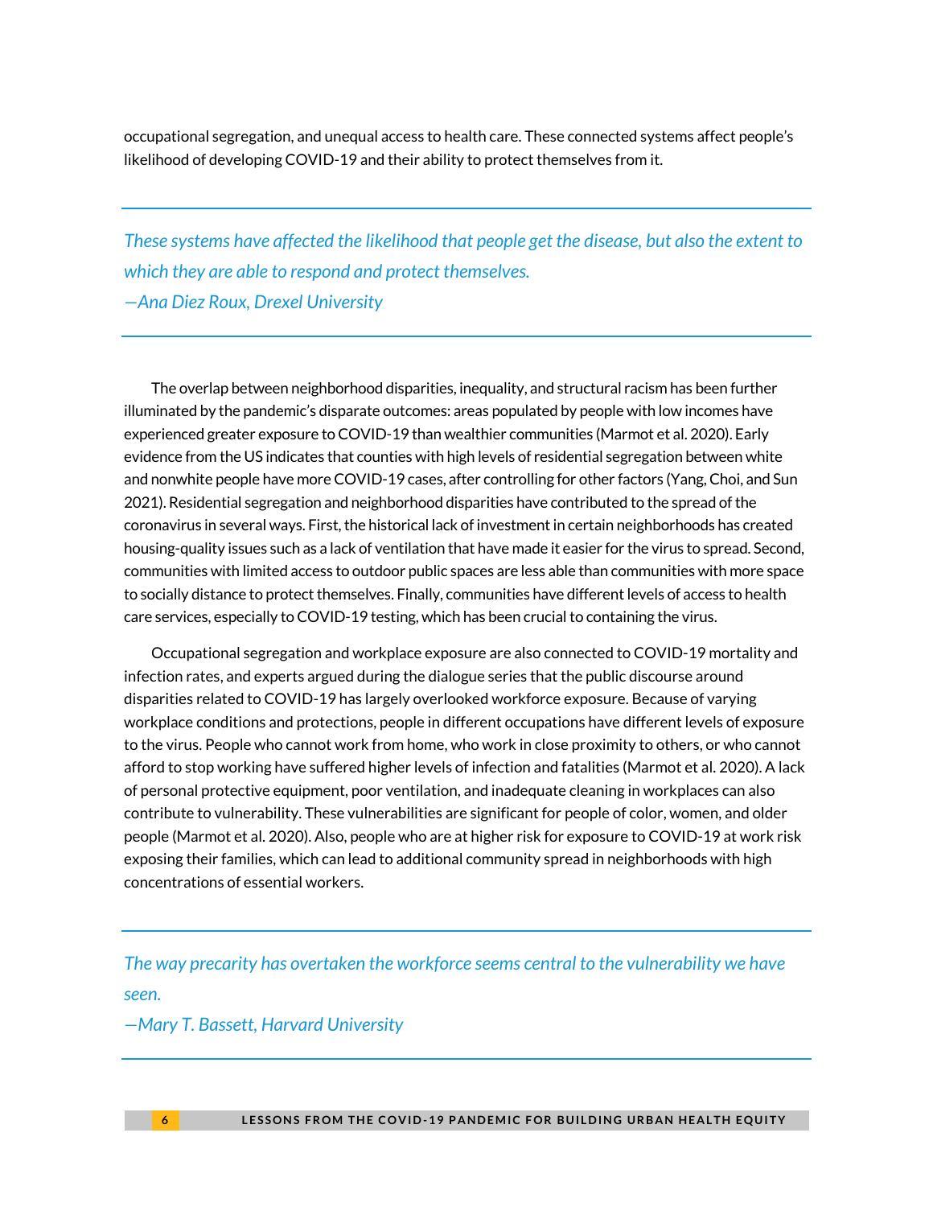occupational segregation, and unequal access to health care. These connected systems affect people's likelihood of developing COVID-19 and their ability to protect themselves from it.

---

*These systems have affected the likelihood that people get the disease, but also the extent to which they are able to respond and protect themselves.*
*—Ana Diez Roux, Drexel University*

---

The overlap between neighborhood disparities, inequality, and structural racism has been further illuminated by the pandemic's disparate outcomes: areas populated by people with low incomes have experienced greater exposure to COVID-19 than wealthier communities (Marmot et al. 2020). Early evidence from the US indicates that counties with high levels of residential segregation between white and nonwhite people have more COVID-19 cases, after controlling for other factors (Yang, Choi, and Sun 2021). Residential segregation and neighborhood disparities have contributed to the spread of the coronavirus in several ways. First, the historical lack of investment in certain neighborhoods has created housing-quality issues such as a lack of ventilation that have made it easier for the virus to spread. Second, communities with limited access to outdoor public spaces are less able than communities with more space to socially distance to protect themselves. Finally, communities have different levels of access to health care services, especially to COVID-19 testing, which has been crucial to containing the virus.

Occupational segregation and workplace exposure are also connected to COVID-19 mortality and infection rates, and experts argued during the dialogue series that the public discourse around disparities related to COVID-19 has largely overlooked workforce exposure. Because of varying workplace conditions and protections, people in different occupations have different levels of exposure to the virus. People who cannot work from home, who work in close proximity to others, or who cannot afford to stop working have suffered higher levels of infection and fatalities (Marmot et al. 2020). A lack of personal protective equipment, poor ventilation, and inadequate cleaning in workplaces can also contribute to vulnerability. These vulnerabilities are significant for people of color, women, and older people (Marmot et al. 2020). Also, people who are at higher risk for exposure to COVID-19 at work risk exposing their families, which can lead to additional community spread in neighborhoods with high concentrations of essential workers.

---

*The way precarity has overtaken the workforce seems central to the vulnerability we have seen.*
*—Mary T. Bassett, Harvard University*

---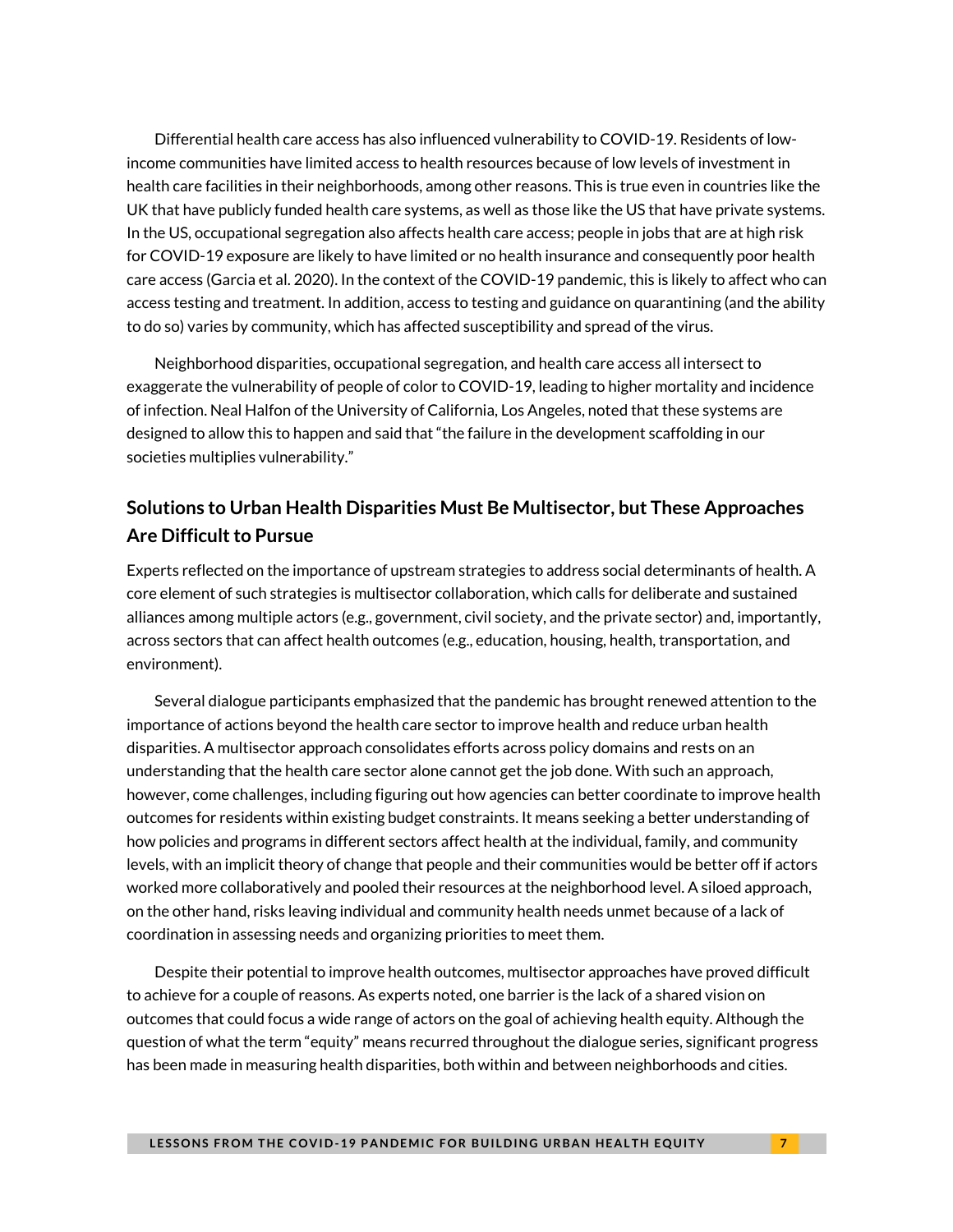Differential health care access has also influenced vulnerability to COVID-19. Residents of low-income communities have limited access to health resources because of low levels of investment in health care facilities in their neighborhoods, among other reasons. This is true even in countries like the UK that have publicly funded health care systems, as well as those like the US that have private systems. In the US, occupational segregation also affects health care access; people in jobs that are at high risk for COVID-19 exposure are likely to have limited or no health insurance and consequently poor health care access (Garcia et al. 2020). In the context of the COVID-19 pandemic, this is likely to affect who can access testing and treatment. In addition, access to testing and guidance on quarantining (and the ability to do so) varies by community, which has affected susceptibility and spread of the virus.

Neighborhood disparities, occupational segregation, and health care access all intersect to exaggerate the vulnerability of people of color to COVID-19, leading to higher mortality and incidence of infection. Neal Halfon of the University of California, Los Angeles, noted that these systems are designed to allow this to happen and said that "the failure in the development scaffolding in our societies multiplies vulnerability."

## Solutions to Urban Health Disparities Must Be Multisector, but These Approaches Are Difficult to Pursue

Experts reflected on the importance of upstream strategies to address social determinants of health. A core element of such strategies is multisector collaboration, which calls for deliberate and sustained alliances among multiple actors (e.g., government, civil society, and the private sector) and, importantly, across sectors that can affect health outcomes (e.g., education, housing, health, transportation, and environment).

Several dialogue participants emphasized that the pandemic has brought renewed attention to the importance of actions beyond the health care sector to improve health and reduce urban health disparities. A multisector approach consolidates efforts across policy domains and rests on an understanding that the health care sector alone cannot get the job done. With such an approach, however, come challenges, including figuring out how agencies can better coordinate to improve health outcomes for residents within existing budget constraints. It means seeking a better understanding of how policies and programs in different sectors affect health at the individual, family, and community levels, with an implicit theory of change that people and their communities would be better off if actors worked more collaboratively and pooled their resources at the neighborhood level. A siloed approach, on the other hand, risks leaving individual and community health needs unmet because of a lack of coordination in assessing needs and organizing priorities to meet them.

Despite their potential to improve health outcomes, multisector approaches have proved difficult to achieve for a couple of reasons. As experts noted, one barrier is the lack of a shared vision on outcomes that could focus a wide range of actors on the goal of achieving health equity. Although the question of what the term "equity" means recurred throughout the dialogue series, significant progress has been made in measuring health disparities, both within and between neighborhoods and cities.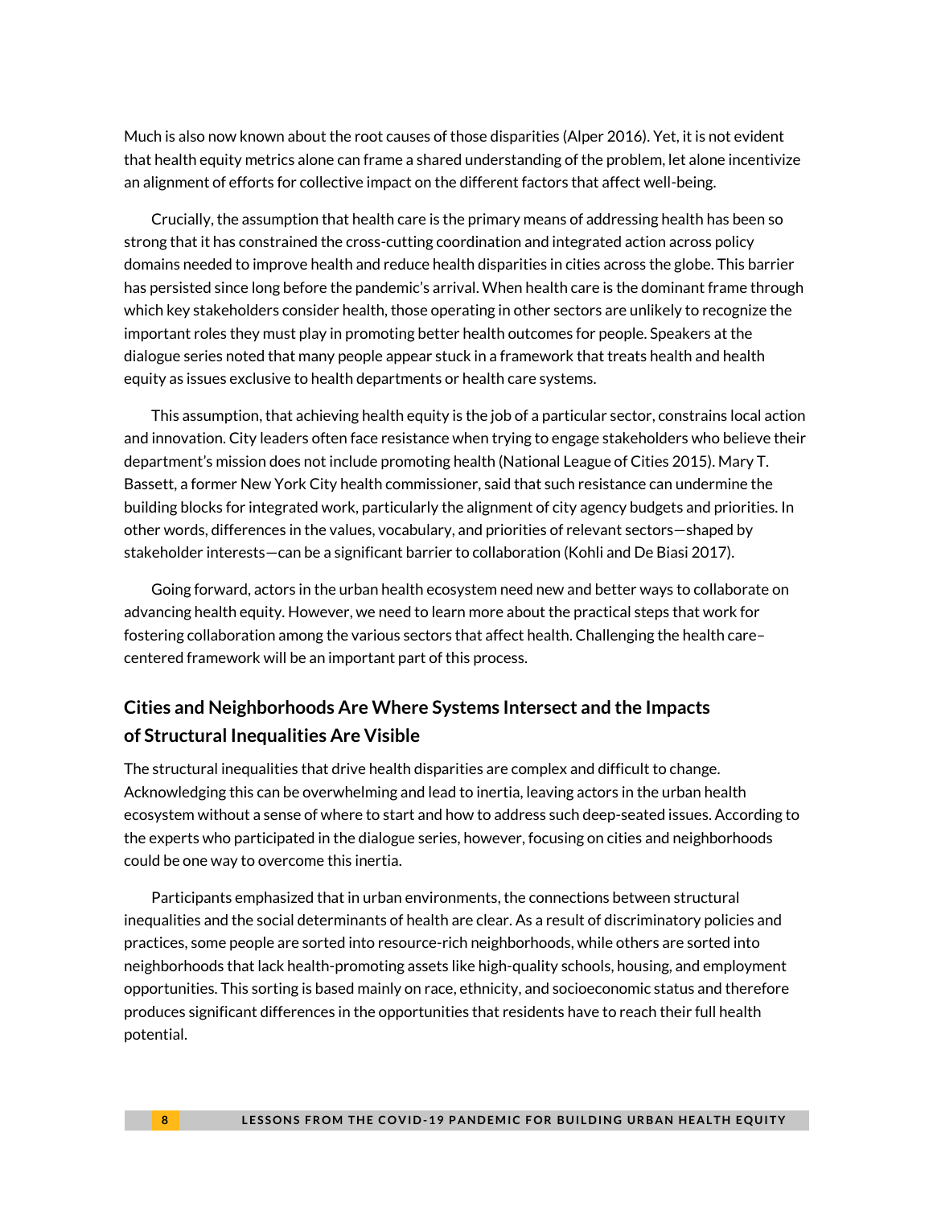Much is also now known about the root causes of those disparities (Alper 2016). Yet, it is not evident that health equity metrics alone can frame a shared understanding of the problem, let alone incentivize an alignment of efforts for collective impact on the different factors that affect well-being.

Crucially, the assumption that health care is the primary means of addressing health has been so strong that it has constrained the cross-cutting coordination and integrated action across policy domains needed to improve health and reduce health disparities in cities across the globe. This barrier has persisted since long before the pandemic's arrival. When health care is the dominant frame through which key stakeholders consider health, those operating in other sectors are unlikely to recognize the important roles they must play in promoting better health outcomes for people. Speakers at the dialogue series noted that many people appear stuck in a framework that treats health and health equity as issues exclusive to health departments or health care systems.

This assumption, that achieving health equity is the job of a particular sector, constrains local action and innovation. City leaders often face resistance when trying to engage stakeholders who believe their department's mission does not include promoting health (National League of Cities 2015). Mary T. Bassett, a former New York City health commissioner, said that such resistance can undermine the building blocks for integrated work, particularly the alignment of city agency budgets and priorities. In other words, differences in the values, vocabulary, and priorities of relevant sectors—shaped by stakeholder interests—can be a significant barrier to collaboration (Kohli and De Biasi 2017).

Going forward, actors in the urban health ecosystem need new and better ways to collaborate on advancing health equity. However, we need to learn more about the practical steps that work for fostering collaboration among the various sectors that affect health. Challenging the health care–centered framework will be an important part of this process.

## Cities and Neighborhoods Are Where Systems Intersect and the Impacts of Structural Inequalities Are Visible

The structural inequalities that drive health disparities are complex and difficult to change. Acknowledging this can be overwhelming and lead to inertia, leaving actors in the urban health ecosystem without a sense of where to start and how to address such deep-seated issues. According to the experts who participated in the dialogue series, however, focusing on cities and neighborhoods could be one way to overcome this inertia.

Participants emphasized that in urban environments, the connections between structural inequalities and the social determinants of health are clear. As a result of discriminatory policies and practices, some people are sorted into resource-rich neighborhoods, while others are sorted into neighborhoods that lack health-promoting assets like high-quality schools, housing, and employment opportunities. This sorting is based mainly on race, ethnicity, and socioeconomic status and therefore produces significant differences in the opportunities that residents have to reach their full health potential.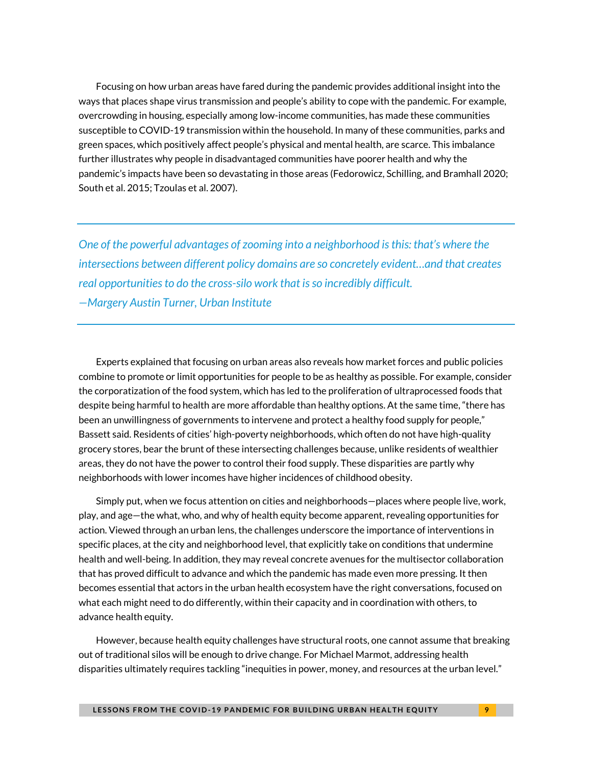Focusing on how urban areas have fared during the pandemic provides additional insight into the ways that places shape virus transmission and people's ability to cope with the pandemic. For example, overcrowding in housing, especially among low-income communities, has made these communities susceptible to COVID-19 transmission within the household. In many of these communities, parks and green spaces, which positively affect people's physical and mental health, are scarce. This imbalance further illustrates why people in disadvantaged communities have poorer health and why the pandemic's impacts have been so devastating in those areas (Fedorowicz, Schilling, and Bramhall 2020; South et al. 2015; Tzoulas et al. 2007).

---

*One of the powerful advantages of zooming into a neighborhood is this: that's where the intersections between different policy domains are so concretely evident…and that creates real opportunities to do the cross-silo work that is so incredibly difficult.*
*—Margery Austin Turner, Urban Institute*

---

Experts explained that focusing on urban areas also reveals how market forces and public policies combine to promote or limit opportunities for people to be as healthy as possible. For example, consider the corporatization of the food system, which has led to the proliferation of ultraprocessed foods that despite being harmful to health are more affordable than healthy options. At the same time, "there has been an unwillingness of governments to intervene and protect a healthy food supply for people," Bassett said. Residents of cities' high-poverty neighborhoods, which often do not have high-quality grocery stores, bear the brunt of these intersecting challenges because, unlike residents of wealthier areas, they do not have the power to control their food supply. These disparities are partly why neighborhoods with lower incomes have higher incidences of childhood obesity.

Simply put, when we focus attention on cities and neighborhoods—places where people live, work, play, and age—the what, who, and why of health equity become apparent, revealing opportunities for action. Viewed through an urban lens, the challenges underscore the importance of interventions in specific places, at the city and neighborhood level, that explicitly take on conditions that undermine health and well-being. In addition, they may reveal concrete avenues for the multisector collaboration that has proved difficult to advance and which the pandemic has made even more pressing. It then becomes essential that actors in the urban health ecosystem have the right conversations, focused on what each might need to do differently, within their capacity and in coordination with others, to advance health equity.

However, because health equity challenges have structural roots, one cannot assume that breaking out of traditional silos will be enough to drive change. For Michael Marmot, addressing health disparities ultimately requires tackling "inequities in power, money, and resources at the urban level."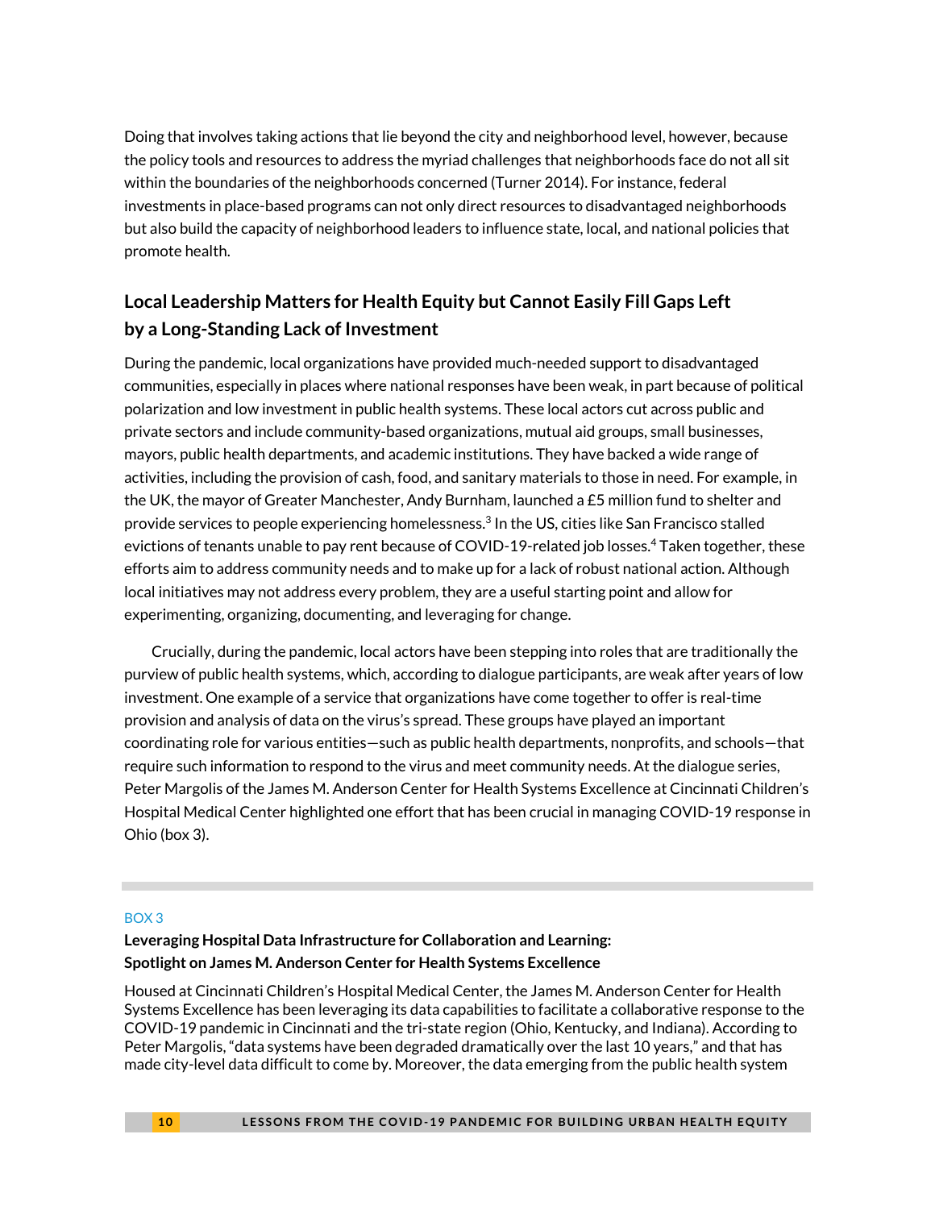Doing that involves taking actions that lie beyond the city and neighborhood level, however, because the policy tools and resources to address the myriad challenges that neighborhoods face do not all sit within the boundaries of the neighborhoods concerned (Turner 2014). For instance, federal investments in place-based programs can not only direct resources to disadvantaged neighborhoods but also build the capacity of neighborhood leaders to influence state, local, and national policies that promote health.

## Local Leadership Matters for Health Equity but Cannot Easily Fill Gaps Left by a Long-Standing Lack of Investment

During the pandemic, local organizations have provided much-needed support to disadvantaged communities, especially in places where national responses have been weak, in part because of political polarization and low investment in public health systems. These local actors cut across public and private sectors and include community-based organizations, mutual aid groups, small businesses, mayors, public health departments, and academic institutions. They have backed a wide range of activities, including the provision of cash, food, and sanitary materials to those in need. For example, in the UK, the mayor of Greater Manchester, Andy Burnham, launched a £5 million fund to shelter and provide services to people experiencing homelessness.[3] In the US, cities like San Francisco stalled evictions of tenants unable to pay rent because of COVID-19-related job losses.[4] Taken together, these efforts aim to address community needs and to make up for a lack of robust national action. Although local initiatives may not address every problem, they are a useful starting point and allow for experimenting, organizing, documenting, and leveraging for change.

Crucially, during the pandemic, local actors have been stepping into roles that are traditionally the purview of public health systems, which, according to dialogue participants, are weak after years of low investment. One example of a service that organizations have come together to offer is real-time provision and analysis of data on the virus's spread. These groups have played an important coordinating role for various entities—such as public health departments, nonprofits, and schools—that require such information to respond to the virus and meet community needs. At the dialogue series, Peter Margolis of the James M. Anderson Center for Health Systems Excellence at Cincinnati Children's Hospital Medical Center highlighted one effort that has been crucial in managing COVID-19 response in Ohio (box 3).

BOX 3

**Leveraging Hospital Data Infrastructure for Collaboration and Learning: Spotlight on James M. Anderson Center for Health Systems Excellence**

Housed at Cincinnati Children's Hospital Medical Center, the James M. Anderson Center for Health Systems Excellence has been leveraging its data capabilities to facilitate a collaborative response to the COVID-19 pandemic in Cincinnati and the tri-state region (Ohio, Kentucky, and Indiana). According to Peter Margolis, "data systems have been degraded dramatically over the last 10 years," and that has made city-level data difficult to come by. Moreover, the data emerging from the public health system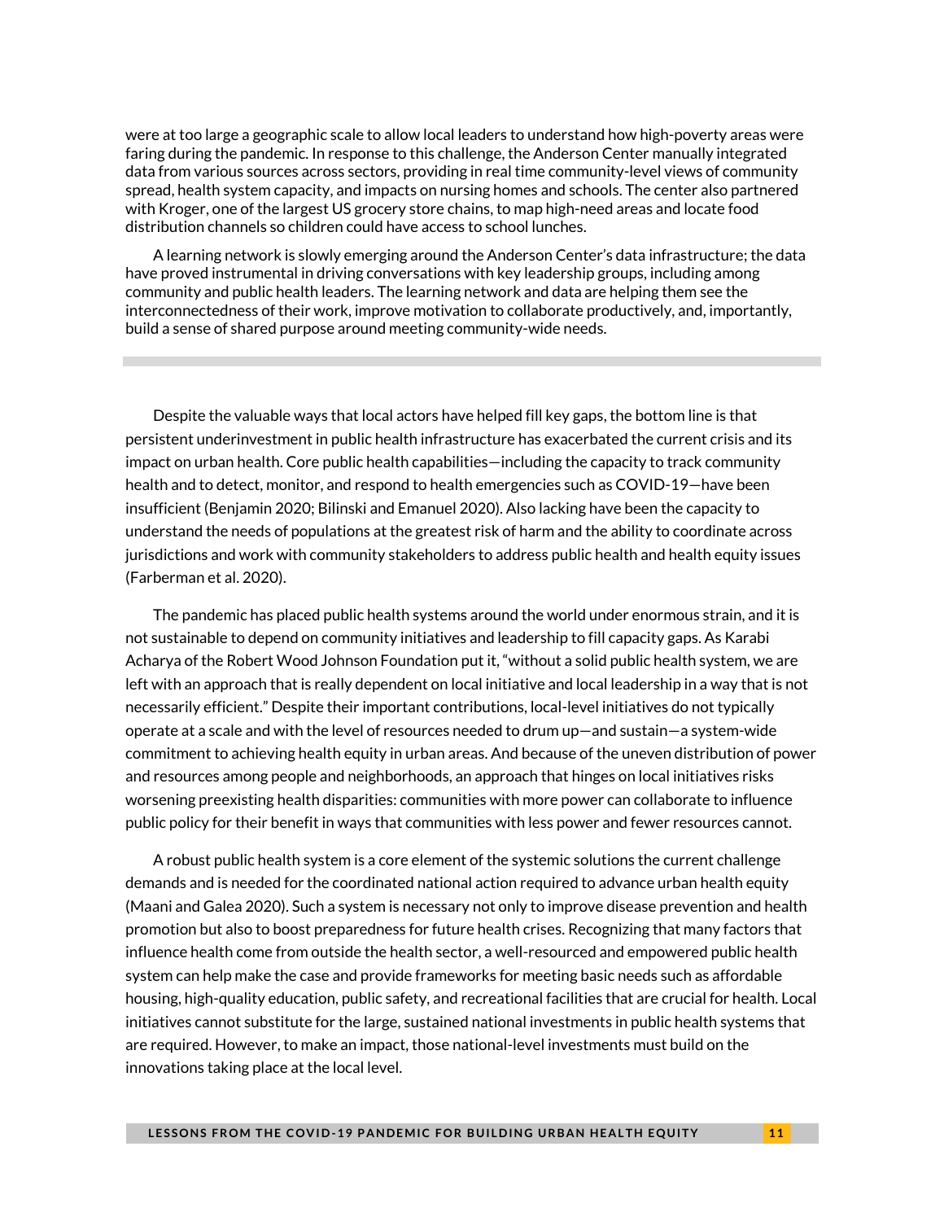were at too large a geographic scale to allow local leaders to understand how high-poverty areas were faring during the pandemic. In response to this challenge, the Anderson Center manually integrated data from various sources across sectors, providing in real time community-level views of community spread, health system capacity, and impacts on nursing homes and schools. The center also partnered with Kroger, one of the largest US grocery store chains, to map high-need areas and locate food distribution channels so children could have access to school lunches.

A learning network is slowly emerging around the Anderson Center's data infrastructure; the data have proved instrumental in driving conversations with key leadership groups, including among community and public health leaders. The learning network and data are helping them see the interconnectedness of their work, improve motivation to collaborate productively, and, importantly, build a sense of shared purpose around meeting community-wide needs.

---

Despite the valuable ways that local actors have helped fill key gaps, the bottom line is that persistent underinvestment in public health infrastructure has exacerbated the current crisis and its impact on urban health. Core public health capabilities—including the capacity to track community health and to detect, monitor, and respond to health emergencies such as COVID-19—have been insufficient (Benjamin 2020; Bilinski and Emanuel 2020). Also lacking have been the capacity to understand the needs of populations at the greatest risk of harm and the ability to coordinate across jurisdictions and work with community stakeholders to address public health and health equity issues (Farberman et al. 2020).

The pandemic has placed public health systems around the world under enormous strain, and it is not sustainable to depend on community initiatives and leadership to fill capacity gaps. As Karabi Acharya of the Robert Wood Johnson Foundation put it, "without a solid public health system, we are left with an approach that is really dependent on local initiative and local leadership in a way that is not necessarily efficient." Despite their important contributions, local-level initiatives do not typically operate at a scale and with the level of resources needed to drum up—and sustain—a system-wide commitment to achieving health equity in urban areas. And because of the uneven distribution of power and resources among people and neighborhoods, an approach that hinges on local initiatives risks worsening preexisting health disparities: communities with more power can collaborate to influence public policy for their benefit in ways that communities with less power and fewer resources cannot.

A robust public health system is a core element of the systemic solutions the current challenge demands and is needed for the coordinated national action required to advance urban health equity (Maani and Galea 2020). Such a system is necessary not only to improve disease prevention and health promotion but also to boost preparedness for future health crises. Recognizing that many factors that influence health come from outside the health sector, a well-resourced and empowered public health system can help make the case and provide frameworks for meeting basic needs such as affordable housing, high-quality education, public safety, and recreational facilities that are crucial for health. Local initiatives cannot substitute for the large, sustained national investments in public health systems that are required. However, to make an impact, those national-level investments must build on the innovations taking place at the local level.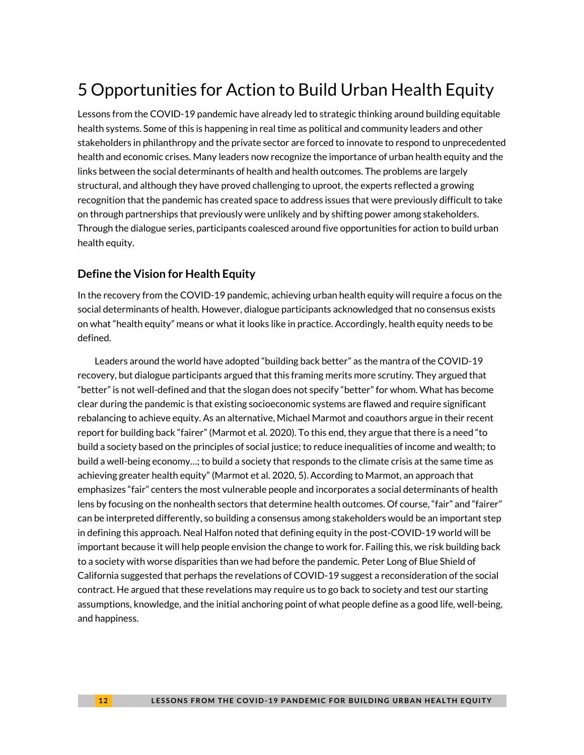# 5 Opportunities for Action to Build Urban Health Equity

Lessons from the COVID-19 pandemic have already led to strategic thinking around building equitable health systems. Some of this is happening in real time as political and community leaders and other stakeholders in philanthropy and the private sector are forced to innovate to respond to unprecedented health and economic crises. Many leaders now recognize the importance of urban health equity and the links between the social determinants of health and health outcomes. The problems are largely structural, and although they have proved challenging to uproot, the experts reflected a growing recognition that the pandemic has created space to address issues that were previously difficult to take on through partnerships that previously were unlikely and by shifting power among stakeholders. Through the dialogue series, participants coalesced around five opportunities for action to build urban health equity.

## Define the Vision for Health Equity

In the recovery from the COVID-19 pandemic, achieving urban health equity will require a focus on the social determinants of health. However, dialogue participants acknowledged that no consensus exists on what "health equity" means or what it looks like in practice. Accordingly, health equity needs to be defined.

Leaders around the world have adopted "building back better" as the mantra of the COVID-19 recovery, but dialogue participants argued that this framing merits more scrutiny. They argued that "better" is not well-defined and that the slogan does not specify "better" for whom. What has become clear during the pandemic is that existing socioeconomic systems are flawed and require significant rebalancing to achieve equity. As an alternative, Michael Marmot and coauthors argue in their recent report for building back "fairer" (Marmot et al. 2020). To this end, they argue that there is a need "to build a society based on the principles of social justice; to reduce inequalities of income and wealth; to build a well-being economy…; to build a society that responds to the climate crisis at the same time as achieving greater health equity" (Marmot et al. 2020, 5). According to Marmot, an approach that emphasizes "fair" centers the most vulnerable people and incorporates a social determinants of health lens by focusing on the nonhealth sectors that determine health outcomes. Of course, "fair" and "fairer" can be interpreted differently, so building a consensus among stakeholders would be an important step in defining this approach. Neal Halfon noted that defining equity in the post-COVID-19 world will be important because it will help people envision the change to work for. Failing this, we risk building back to a society with worse disparities than we had before the pandemic. Peter Long of Blue Shield of California suggested that perhaps the revelations of COVID-19 suggest a reconsideration of the social contract. He argued that these revelations may require us to go back to society and test our starting assumptions, knowledge, and the initial anchoring point of what people define as a good life, well-being, and happiness.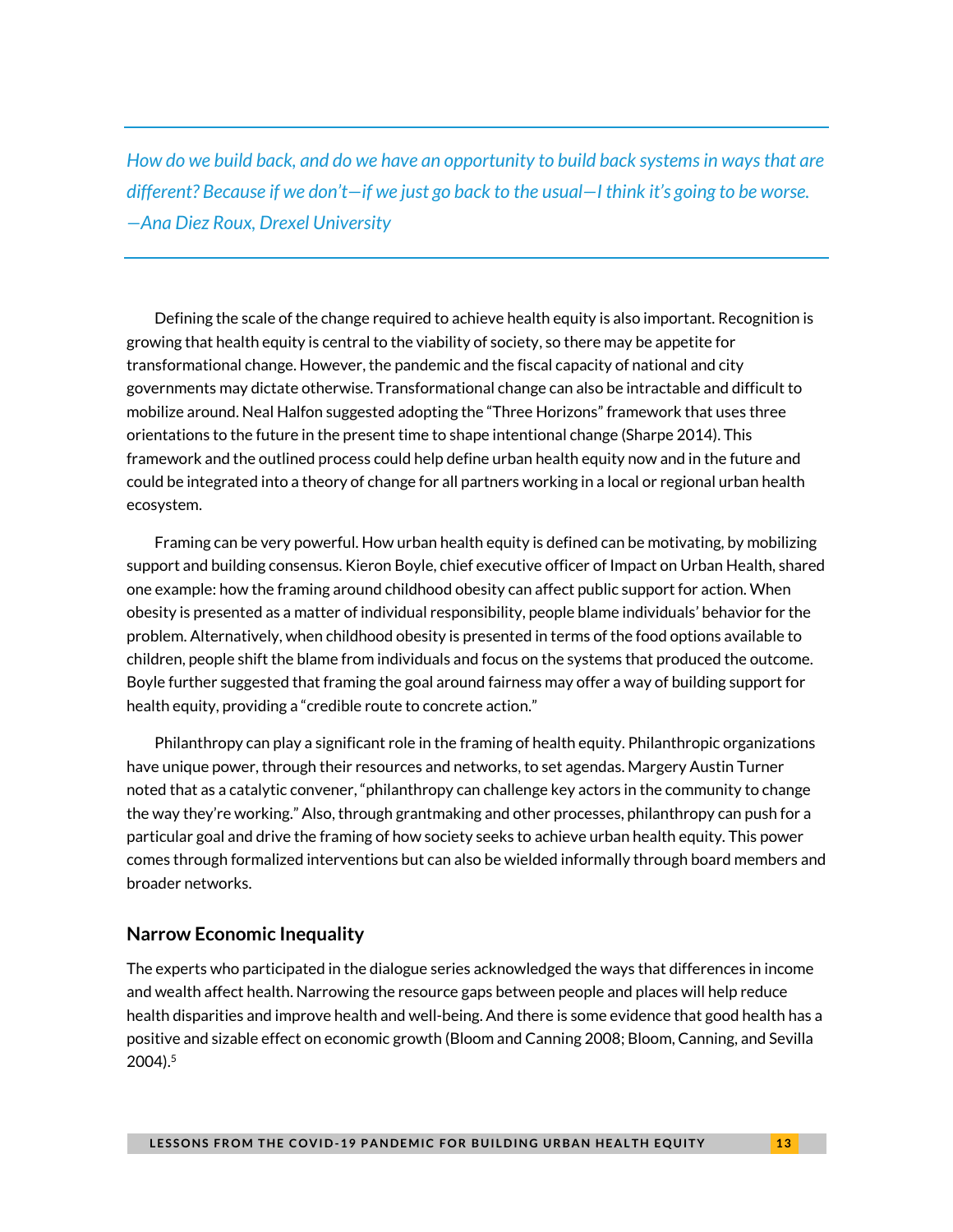*How do we build back, and do we have an opportunity to build back systems in ways that are different? Because if we don't—if we just go back to the usual—I think it's going to be worse.*
*—Ana Diez Roux, Drexel University*

Defining the scale of the change required to achieve health equity is also important. Recognition is growing that health equity is central to the viability of society, so there may be appetite for transformational change. However, the pandemic and the fiscal capacity of national and city governments may dictate otherwise. Transformational change can also be intractable and difficult to mobilize around. Neal Halfon suggested adopting the "Three Horizons" framework that uses three orientations to the future in the present time to shape intentional change (Sharpe 2014). This framework and the outlined process could help define urban health equity now and in the future and could be integrated into a theory of change for all partners working in a local or regional urban health ecosystem.

Framing can be very powerful. How urban health equity is defined can be motivating, by mobilizing support and building consensus. Kieron Boyle, chief executive officer of Impact on Urban Health, shared one example: how the framing around childhood obesity can affect public support for action. When obesity is presented as a matter of individual responsibility, people blame individuals' behavior for the problem. Alternatively, when childhood obesity is presented in terms of the food options available to children, people shift the blame from individuals and focus on the systems that produced the outcome. Boyle further suggested that framing the goal around fairness may offer a way of building support for health equity, providing a "credible route to concrete action."

Philanthropy can play a significant role in the framing of health equity. Philanthropic organizations have unique power, through their resources and networks, to set agendas. Margery Austin Turner noted that as a catalytic convener, "philanthropy can challenge key actors in the community to change the way they're working." Also, through grantmaking and other processes, philanthropy can push for a particular goal and drive the framing of how society seeks to achieve urban health equity. This power comes through formalized interventions but can also be wielded informally through board members and broader networks.

## Narrow Economic Inequality

The experts who participated in the dialogue series acknowledged the ways that differences in income and wealth affect health. Narrowing the resource gaps between people and places will help reduce health disparities and improve health and well-being. And there is some evidence that good health has a positive and sizable effect on economic growth (Bloom and Canning 2008; Bloom, Canning, and Sevilla 2004).[5]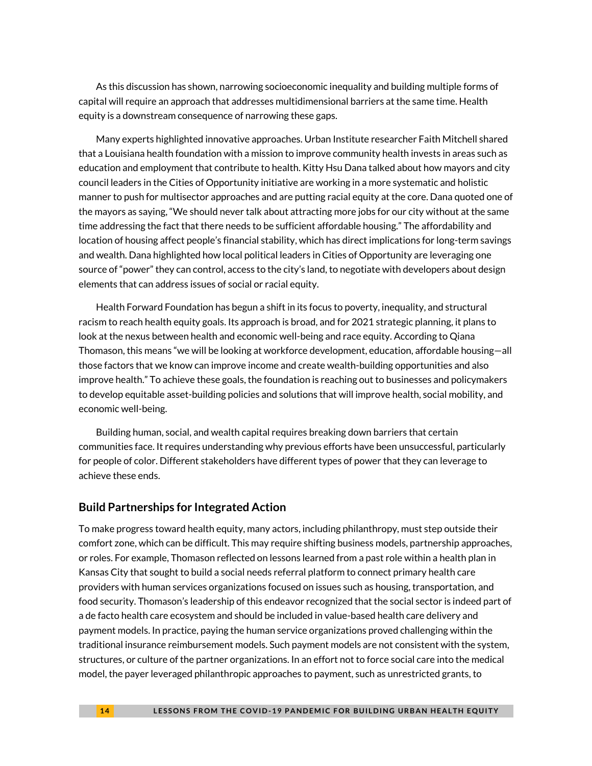As this discussion has shown, narrowing socioeconomic inequality and building multiple forms of capital will require an approach that addresses multidimensional barriers at the same time. Health equity is a downstream consequence of narrowing these gaps.

Many experts highlighted innovative approaches. Urban Institute researcher Faith Mitchell shared that a Louisiana health foundation with a mission to improve community health invests in areas such as education and employment that contribute to health. Kitty Hsu Dana talked about how mayors and city council leaders in the Cities of Opportunity initiative are working in a more systematic and holistic manner to push for multisector approaches and are putting racial equity at the core. Dana quoted one of the mayors as saying, "We should never talk about attracting more jobs for our city without at the same time addressing the fact that there needs to be sufficient affordable housing." The affordability and location of housing affect people's financial stability, which has direct implications for long-term savings and wealth. Dana highlighted how local political leaders in Cities of Opportunity are leveraging one source of "power" they can control, access to the city's land, to negotiate with developers about design elements that can address issues of social or racial equity.

Health Forward Foundation has begun a shift in its focus to poverty, inequality, and structural racism to reach health equity goals. Its approach is broad, and for 2021 strategic planning, it plans to look at the nexus between health and economic well-being and race equity. According to Qiana Thomason, this means "we will be looking at workforce development, education, affordable housing—all those factors that we know can improve income and create wealth-building opportunities and also improve health." To achieve these goals, the foundation is reaching out to businesses and policymakers to develop equitable asset-building policies and solutions that will improve health, social mobility, and economic well-being.

Building human, social, and wealth capital requires breaking down barriers that certain communities face. It requires understanding why previous efforts have been unsuccessful, particularly for people of color. Different stakeholders have different types of power that they can leverage to achieve these ends.

## Build Partnerships for Integrated Action

To make progress toward health equity, many actors, including philanthropy, must step outside their comfort zone, which can be difficult. This may require shifting business models, partnership approaches, or roles. For example, Thomason reflected on lessons learned from a past role within a health plan in Kansas City that sought to build a social needs referral platform to connect primary health care providers with human services organizations focused on issues such as housing, transportation, and food security. Thomason's leadership of this endeavor recognized that the social sector is indeed part of a de facto health care ecosystem and should be included in value-based health care delivery and payment models. In practice, paying the human service organizations proved challenging within the traditional insurance reimbursement models. Such payment models are not consistent with the system, structures, or culture of the partner organizations. In an effort not to force social care into the medical model, the payer leveraged philanthropic approaches to payment, such as unrestricted grants, to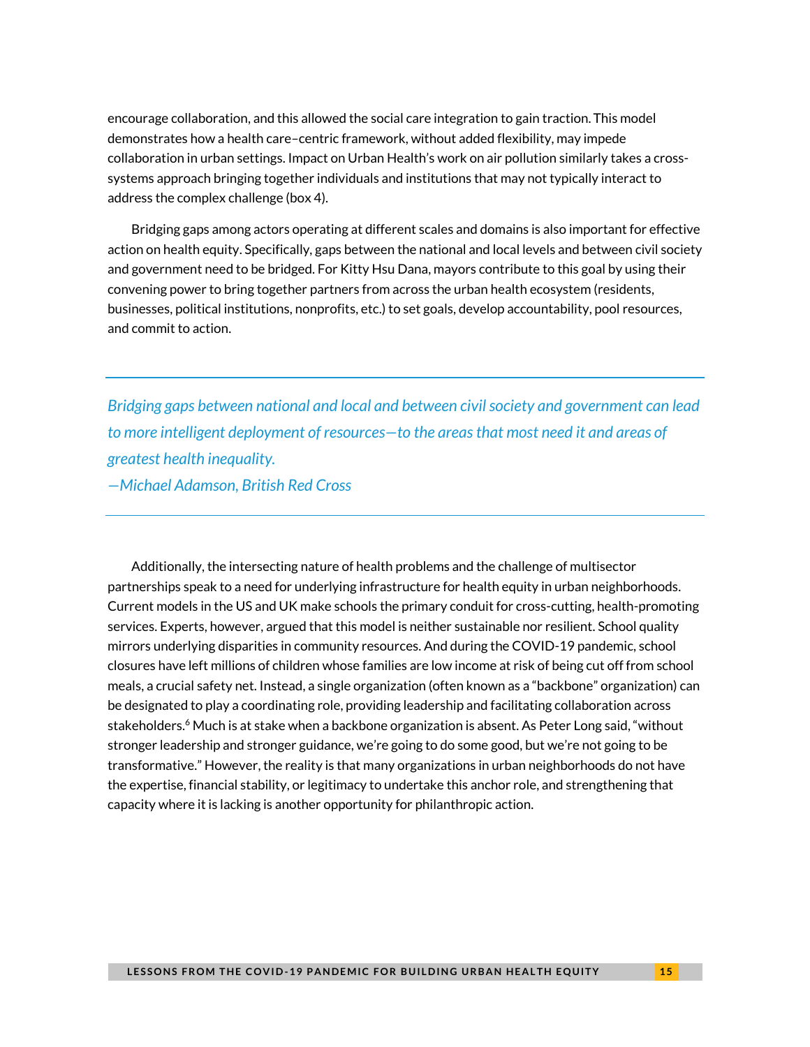encourage collaboration, and this allowed the social care integration to gain traction. This model demonstrates how a health care–centric framework, without added flexibility, may impede collaboration in urban settings. Impact on Urban Health's work on air pollution similarly takes a cross-systems approach bringing together individuals and institutions that may not typically interact to address the complex challenge (box 4).

Bridging gaps among actors operating at different scales and domains is also important for effective action on health equity. Specifically, gaps between the national and local levels and between civil society and government need to be bridged. For Kitty Hsu Dana, mayors contribute to this goal by using their convening power to bring together partners from across the urban health ecosystem (residents, businesses, political institutions, nonprofits, etc.) to set goals, develop accountability, pool resources, and commit to action.

---

*Bridging gaps between national and local and between civil society and government can lead to more intelligent deployment of resources—to the areas that most need it and areas of greatest health inequality.*
*—Michael Adamson, British Red Cross*

---

Additionally, the intersecting nature of health problems and the challenge of multisector partnerships speak to a need for underlying infrastructure for health equity in urban neighborhoods. Current models in the US and UK make schools the primary conduit for cross-cutting, health-promoting services. Experts, however, argued that this model is neither sustainable nor resilient. School quality mirrors underlying disparities in community resources. And during the COVID-19 pandemic, school closures have left millions of children whose families are low income at risk of being cut off from school meals, a crucial safety net. Instead, a single organization (often known as a "backbone" organization) can be designated to play a coordinating role, providing leadership and facilitating collaboration across stakeholders.[6] Much is at stake when a backbone organization is absent. As Peter Long said, "without stronger leadership and stronger guidance, we're going to do some good, but we're not going to be transformative." However, the reality is that many organizations in urban neighborhoods do not have the expertise, financial stability, or legitimacy to undertake this anchor role, and strengthening that capacity where it is lacking is another opportunity for philanthropic action.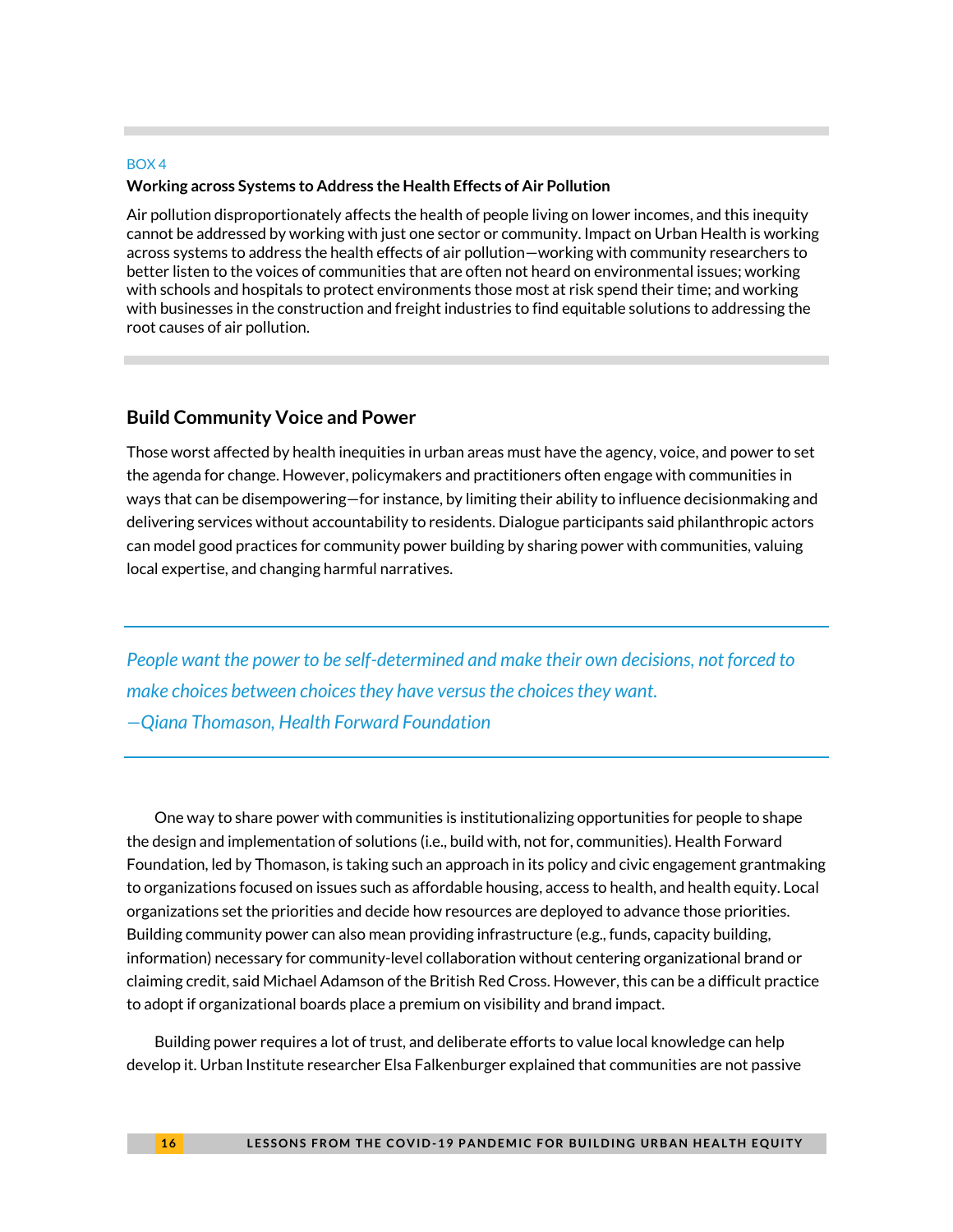BOX 4

**Working across Systems to Address the Health Effects of Air Pollution**

Air pollution disproportionately affects the health of people living on lower incomes, and this inequity cannot be addressed by working with just one sector or community. Impact on Urban Health is working across systems to address the health effects of air pollution—working with community researchers to better listen to the voices of communities that are often not heard on environmental issues; working with schools and hospitals to protect environments those most at risk spend their time; and working with businesses in the construction and freight industries to find equitable solutions to addressing the root causes of air pollution.

## Build Community Voice and Power

Those worst affected by health inequities in urban areas must have the agency, voice, and power to set the agenda for change. However, policymakers and practitioners often engage with communities in ways that can be disempowering—for instance, by limiting their ability to influence decisionmaking and delivering services without accountability to residents. Dialogue participants said philanthropic actors can model good practices for community power building by sharing power with communities, valuing local expertise, and changing harmful narratives.

> *People want the power to be self-determined and make their own decisions, not forced to make choices between choices they have versus the choices they want.*
> *—Qiana Thomason, Health Forward Foundation*

One way to share power with communities is institutionalizing opportunities for people to shape the design and implementation of solutions (i.e., build with, not for, communities). Health Forward Foundation, led by Thomason, is taking such an approach in its policy and civic engagement grantmaking to organizations focused on issues such as affordable housing, access to health, and health equity. Local organizations set the priorities and decide how resources are deployed to advance those priorities. Building community power can also mean providing infrastructure (e.g., funds, capacity building, information) necessary for community-level collaboration without centering organizational brand or claiming credit, said Michael Adamson of the British Red Cross. However, this can be a difficult practice to adopt if organizational boards place a premium on visibility and brand impact.

Building power requires a lot of trust, and deliberate efforts to value local knowledge can help develop it. Urban Institute researcher Elsa Falkenburger explained that communities are not passive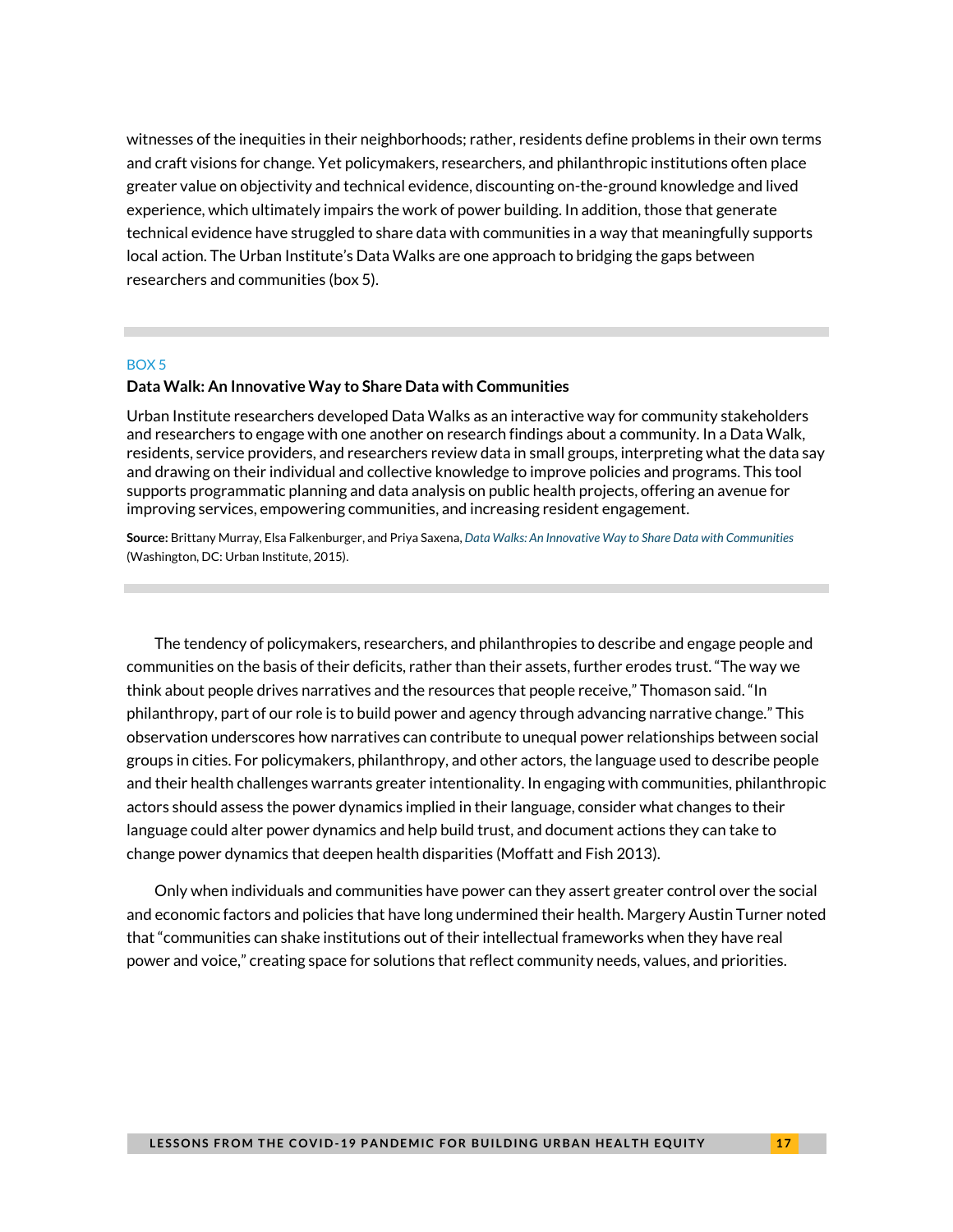witnesses of the inequities in their neighborhoods; rather, residents define problems in their own terms and craft visions for change. Yet policymakers, researchers, and philanthropic institutions often place greater value on objectivity and technical evidence, discounting on-the-ground knowledge and lived experience, which ultimately impairs the work of power building. In addition, those that generate technical evidence have struggled to share data with communities in a way that meaningfully supports local action. The Urban Institute's Data Walks are one approach to bridging the gaps between researchers and communities (box 5).

---

BOX 5

**Data Walk: An Innovative Way to Share Data with Communities**

Urban Institute researchers developed Data Walks as an interactive way for community stakeholders and researchers to engage with one another on research findings about a community. In a Data Walk, residents, service providers, and researchers review data in small groups, interpreting what the data say and drawing on their individual and collective knowledge to improve policies and programs. This tool supports programmatic planning and data analysis on public health projects, offering an avenue for improving services, empowering communities, and increasing resident engagement.

**Source:** Brittany Murray, Elsa Falkenburger, and Priya Saxena, *Data Walks: An Innovative Way to Share Data with Communities* (Washington, DC: Urban Institute, 2015).

---

The tendency of policymakers, researchers, and philanthropies to describe and engage people and communities on the basis of their deficits, rather than their assets, further erodes trust. "The way we think about people drives narratives and the resources that people receive," Thomason said. "In philanthropy, part of our role is to build power and agency through advancing narrative change." This observation underscores how narratives can contribute to unequal power relationships between social groups in cities. For policymakers, philanthropy, and other actors, the language used to describe people and their health challenges warrants greater intentionality. In engaging with communities, philanthropic actors should assess the power dynamics implied in their language, consider what changes to their language could alter power dynamics and help build trust, and document actions they can take to change power dynamics that deepen health disparities (Moffatt and Fish 2013).

Only when individuals and communities have power can they assert greater control over the social and economic factors and policies that have long undermined their health. Margery Austin Turner noted that "communities can shake institutions out of their intellectual frameworks when they have real power and voice," creating space for solutions that reflect community needs, values, and priorities.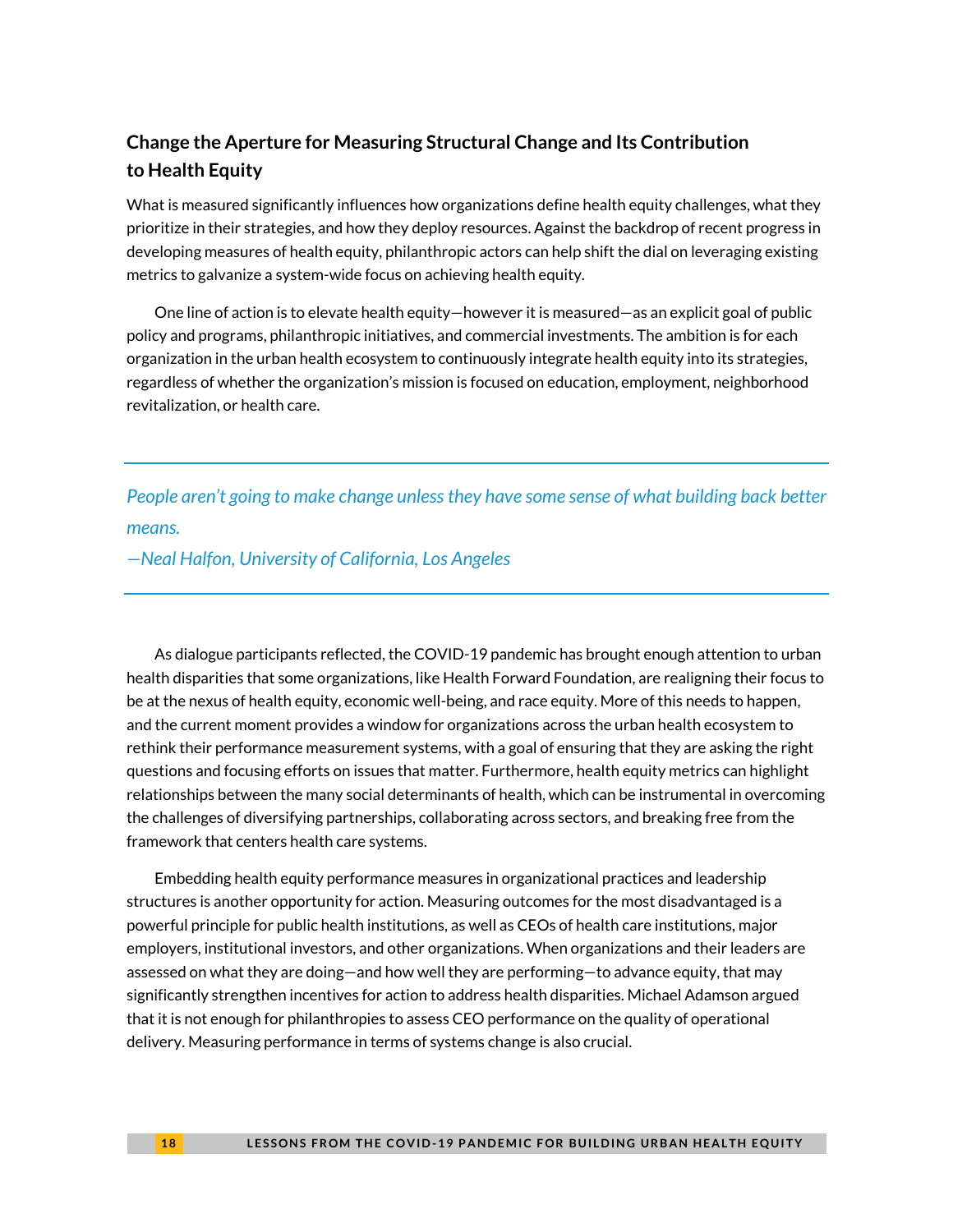### Change the Aperture for Measuring Structural Change and Its Contribution to Health Equity

What is measured significantly influences how organizations define health equity challenges, what they prioritize in their strategies, and how they deploy resources. Against the backdrop of recent progress in developing measures of health equity, philanthropic actors can help shift the dial on leveraging existing metrics to galvanize a system-wide focus on achieving health equity.

One line of action is to elevate health equity—however it is measured—as an explicit goal of public policy and programs, philanthropic initiatives, and commercial investments. The ambition is for each organization in the urban health ecosystem to continuously integrate health equity into its strategies, regardless of whether the organization's mission is focused on education, employment, neighborhood revitalization, or health care.

> *People aren't going to make change unless they have some sense of what building back better means.*
> *—Neal Halfon, University of California, Los Angeles*

As dialogue participants reflected, the COVID-19 pandemic has brought enough attention to urban health disparities that some organizations, like Health Forward Foundation, are realigning their focus to be at the nexus of health equity, economic well-being, and race equity. More of this needs to happen, and the current moment provides a window for organizations across the urban health ecosystem to rethink their performance measurement systems, with a goal of ensuring that they are asking the right questions and focusing efforts on issues that matter. Furthermore, health equity metrics can highlight relationships between the many social determinants of health, which can be instrumental in overcoming the challenges of diversifying partnerships, collaborating across sectors, and breaking free from the framework that centers health care systems.

Embedding health equity performance measures in organizational practices and leadership structures is another opportunity for action. Measuring outcomes for the most disadvantaged is a powerful principle for public health institutions, as well as CEOs of health care institutions, major employers, institutional investors, and other organizations. When organizations and their leaders are assessed on what they are doing—and how well they are performing—to advance equity, that may significantly strengthen incentives for action to address health disparities. Michael Adamson argued that it is not enough for philanthropies to assess CEO performance on the quality of operational delivery. Measuring performance in terms of systems change is also crucial.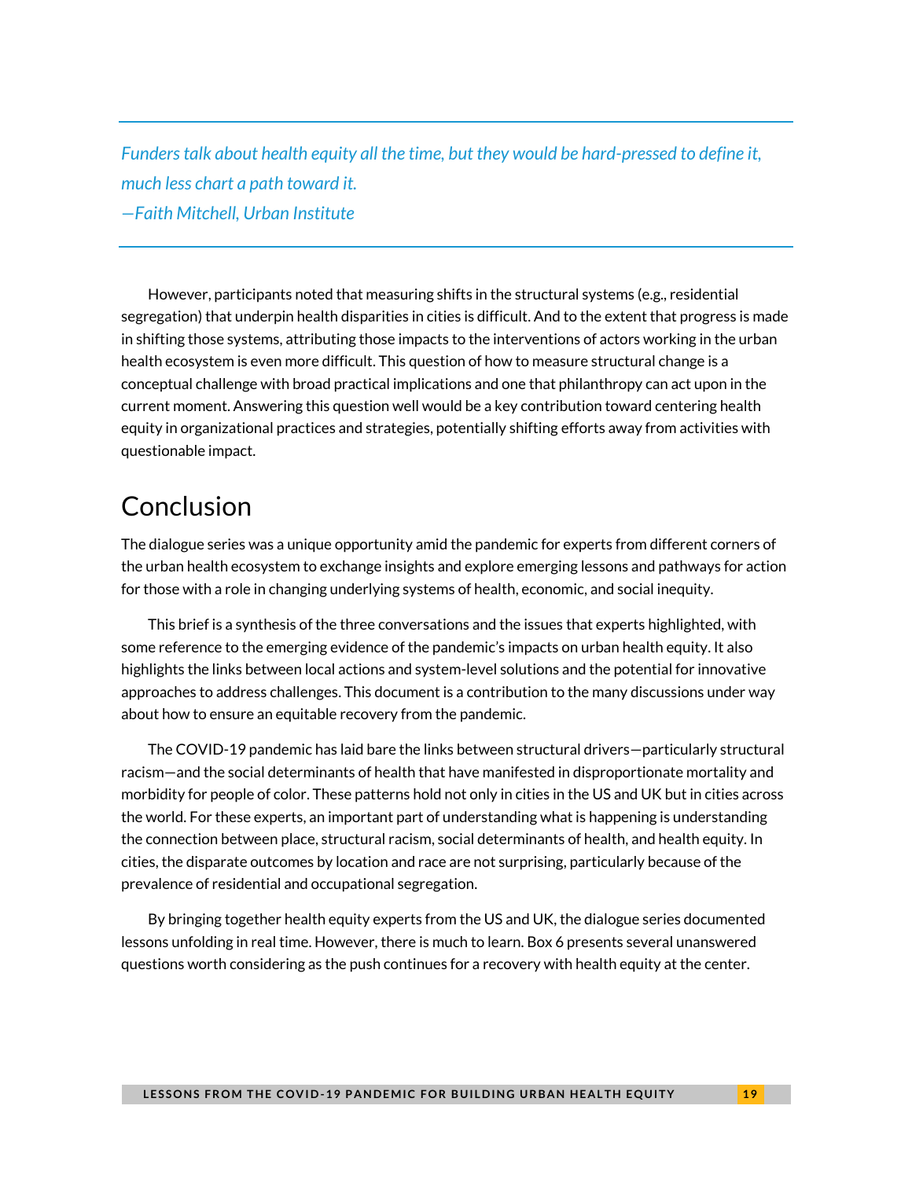*Funders talk about health equity all the time, but they would be hard-pressed to define it, much less chart a path toward it.*
*—Faith Mitchell, Urban Institute*

However, participants noted that measuring shifts in the structural systems (e.g., residential segregation) that underpin health disparities in cities is difficult. And to the extent that progress is made in shifting those systems, attributing those impacts to the interventions of actors working in the urban health ecosystem is even more difficult. This question of how to measure structural change is a conceptual challenge with broad practical implications and one that philanthropy can act upon in the current moment. Answering this question well would be a key contribution toward centering health equity in organizational practices and strategies, potentially shifting efforts away from activities with questionable impact.

# Conclusion

The dialogue series was a unique opportunity amid the pandemic for experts from different corners of the urban health ecosystem to exchange insights and explore emerging lessons and pathways for action for those with a role in changing underlying systems of health, economic, and social inequity.

This brief is a synthesis of the three conversations and the issues that experts highlighted, with some reference to the emerging evidence of the pandemic's impacts on urban health equity. It also highlights the links between local actions and system-level solutions and the potential for innovative approaches to address challenges. This document is a contribution to the many discussions under way about how to ensure an equitable recovery from the pandemic.

The COVID-19 pandemic has laid bare the links between structural drivers—particularly structural racism—and the social determinants of health that have manifested in disproportionate mortality and morbidity for people of color. These patterns hold not only in cities in the US and UK but in cities across the world. For these experts, an important part of understanding what is happening is understanding the connection between place, structural racism, social determinants of health, and health equity. In cities, the disparate outcomes by location and race are not surprising, particularly because of the prevalence of residential and occupational segregation.

By bringing together health equity experts from the US and UK, the dialogue series documented lessons unfolding in real time. However, there is much to learn. Box 6 presents several unanswered questions worth considering as the push continues for a recovery with health equity at the center.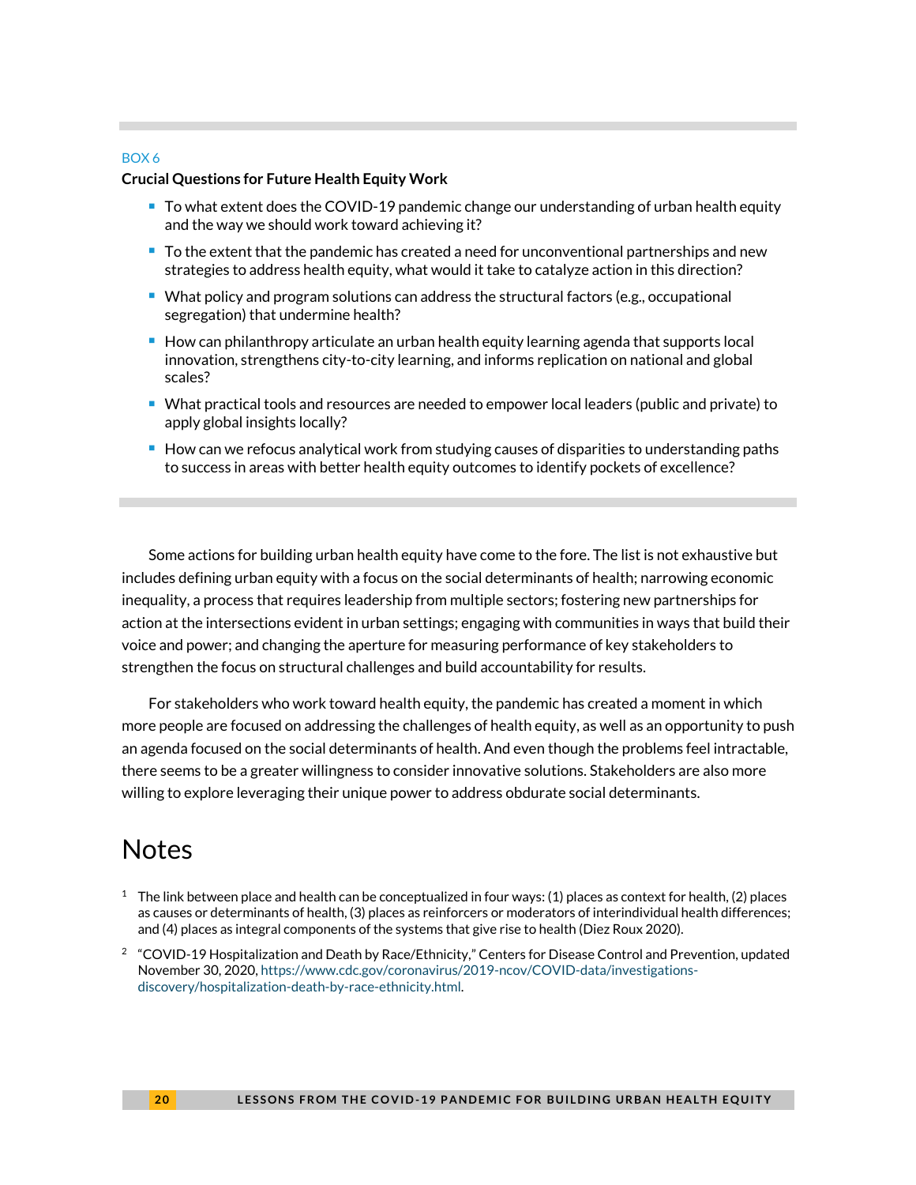BOX 6

**Crucial Questions for Future Health Equity Work**

- To what extent does the COVID-19 pandemic change our understanding of urban health equity and the way we should work toward achieving it?
- To the extent that the pandemic has created a need for unconventional partnerships and new strategies to address health equity, what would it take to catalyze action in this direction?
- What policy and program solutions can address the structural factors (e.g., occupational segregation) that undermine health?
- How can philanthropy articulate an urban health equity learning agenda that supports local innovation, strengthens city-to-city learning, and informs replication on national and global scales?
- What practical tools and resources are needed to empower local leaders (public and private) to apply global insights locally?
- How can we refocus analytical work from studying causes of disparities to understanding paths to success in areas with better health equity outcomes to identify pockets of excellence?

Some actions for building urban health equity have come to the fore. The list is not exhaustive but includes defining urban equity with a focus on the social determinants of health; narrowing economic inequality, a process that requires leadership from multiple sectors; fostering new partnerships for action at the intersections evident in urban settings; engaging with communities in ways that build their voice and power; and changing the aperture for measuring performance of key stakeholders to strengthen the focus on structural challenges and build accountability for results.

For stakeholders who work toward health equity, the pandemic has created a moment in which more people are focused on addressing the challenges of health equity, as well as an opportunity to push an agenda focused on the social determinants of health. And even though the problems feel intractable, there seems to be a greater willingness to consider innovative solutions. Stakeholders are also more willing to explore leveraging their unique power to address obdurate social determinants.

# Notes

[1] The link between place and health can be conceptualized in four ways: (1) places as context for health, (2) places as causes or determinants of health, (3) places as reinforcers or moderators of interindividual health differences; and (4) places as integral components of the systems that give rise to health (Diez Roux 2020).

[2] "COVID-19 Hospitalization and Death by Race/Ethnicity," Centers for Disease Control and Prevention, updated November 30, 2020, https://www.cdc.gov/coronavirus/2019-ncov/COVID-data/investigations-discovery/hospitalization-death-by-race-ethnicity.html.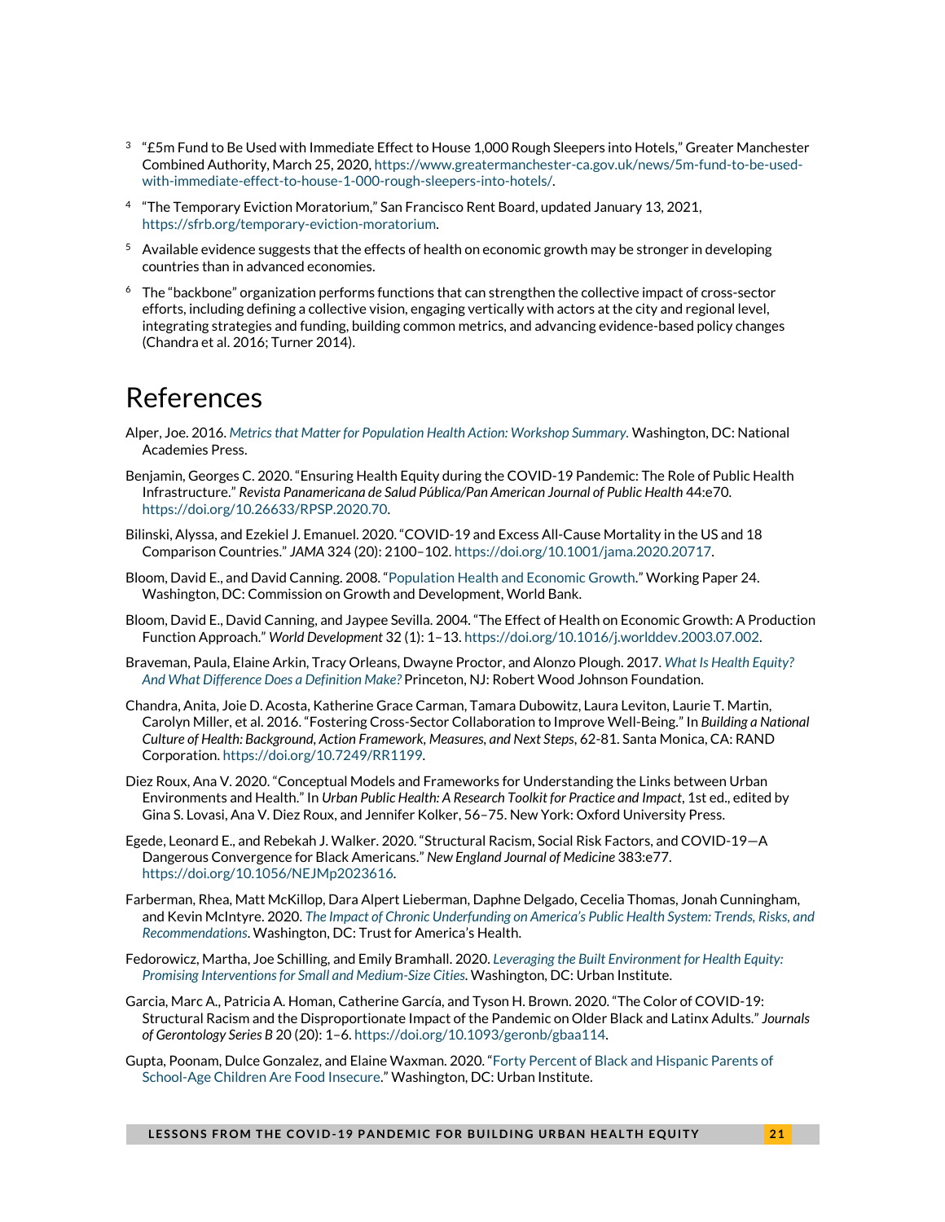[3] "£5m Fund to Be Used with Immediate Effect to House 1,000 Rough Sleepers into Hotels," Greater Manchester Combined Authority, March 25, 2020, https://www.greatermanchester-ca.gov.uk/news/5m-fund-to-be-used-with-immediate-effect-to-house-1-000-rough-sleepers-into-hotels/.

[4] "The Temporary Eviction Moratorium," San Francisco Rent Board, updated January 13, 2021, https://sfrb.org/temporary-eviction-moratorium.

[5] Available evidence suggests that the effects of health on economic growth may be stronger in developing countries than in advanced economies.

[6] The "backbone" organization performs functions that can strengthen the collective impact of cross-sector efforts, including defining a collective vision, engaging vertically with actors at the city and regional level, integrating strategies and funding, building common metrics, and advancing evidence-based policy changes (Chandra et al. 2016; Turner 2014).

# References

Alper, Joe. 2016. *Metrics that Matter for Population Health Action: Workshop Summary.* Washington, DC: National Academies Press.

Benjamin, Georges C. 2020. "Ensuring Health Equity during the COVID-19 Pandemic: The Role of Public Health Infrastructure." *Revista Panamericana de Salud Pública/Pan American Journal of Public Health* 44:e70. https://doi.org/10.26633/RPSP.2020.70.

Bilinski, Alyssa, and Ezekiel J. Emanuel. 2020. "COVID-19 and Excess All-Cause Mortality in the US and 18 Comparison Countries." *JAMA* 324 (20): 2100–102. https://doi.org/10.1001/jama.2020.20717.

Bloom, David E., and David Canning. 2008. "Population Health and Economic Growth." Working Paper 24. Washington, DC: Commission on Growth and Development, World Bank.

Bloom, David E., David Canning, and Jaypee Sevilla. 2004. "The Effect of Health on Economic Growth: A Production Function Approach." *World Development* 32 (1): 1–13. https://doi.org/10.1016/j.worlddev.2003.07.002.

Braveman, Paula, Elaine Arkin, Tracy Orleans, Dwayne Proctor, and Alonzo Plough. 2017. *What Is Health Equity? And What Difference Does a Definition Make?* Princeton, NJ: Robert Wood Johnson Foundation.

Chandra, Anita, Joie D. Acosta, Katherine Grace Carman, Tamara Dubowitz, Laura Leviton, Laurie T. Martin, Carolyn Miller, et al. 2016. "Fostering Cross-Sector Collaboration to Improve Well-Being." In *Building a National Culture of Health: Background, Action Framework, Measures, and Next Steps*, 62-81. Santa Monica, CA: RAND Corporation. https://doi.org/10.7249/RR1199.

Diez Roux, Ana V. 2020. "Conceptual Models and Frameworks for Understanding the Links between Urban Environments and Health." In *Urban Public Health: A Research Toolkit for Practice and Impact*, 1st ed., edited by Gina S. Lovasi, Ana V. Diez Roux, and Jennifer Kolker, 56–75. New York: Oxford University Press.

Egede, Leonard E., and Rebekah J. Walker. 2020. "Structural Racism, Social Risk Factors, and COVID-19—A Dangerous Convergence for Black Americans." *New England Journal of Medicine* 383:e77. https://doi.org/10.1056/NEJMp2023616.

Farberman, Rhea, Matt McKillop, Dara Alpert Lieberman, Daphne Delgado, Cecelia Thomas, Jonah Cunningham, and Kevin McIntyre. 2020. *The Impact of Chronic Underfunding on America's Public Health System: Trends, Risks, and Recommendations*. Washington, DC: Trust for America's Health.

Fedorowicz, Martha, Joe Schilling, and Emily Bramhall. 2020. *Leveraging the Built Environment for Health Equity: Promising Interventions for Small and Medium-Size Cities.* Washington, DC: Urban Institute.

Garcia, Marc A., Patricia A. Homan, Catherine García, and Tyson H. Brown. 2020. "The Color of COVID-19: Structural Racism and the Disproportionate Impact of the Pandemic on Older Black and Latinx Adults." *Journals of Gerontology Series B* 20 (20): 1–6. https://doi.org/10.1093/geronb/gbaa114.

Gupta, Poonam, Dulce Gonzalez, and Elaine Waxman. 2020. "Forty Percent of Black and Hispanic Parents of School-Age Children Are Food Insecure." Washington, DC: Urban Institute.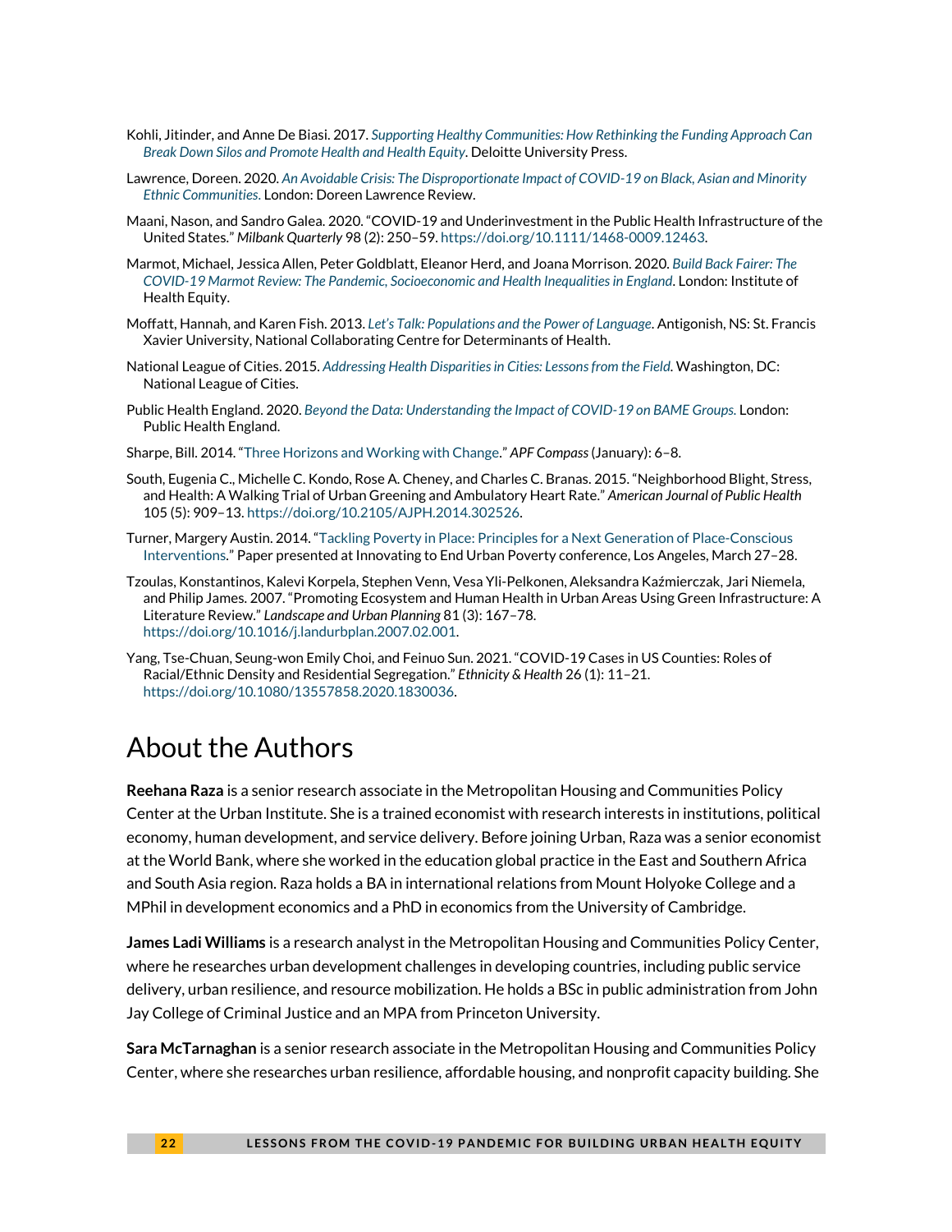Kohli, Jitinder, and Anne De Biasi. 2017. *Supporting Healthy Communities: How Rethinking the Funding Approach Can Break Down Silos and Promote Health and Health Equity*. Deloitte University Press.

Lawrence, Doreen. 2020. *An Avoidable Crisis: The Disproportionate Impact of COVID-19 on Black, Asian and Minority Ethnic Communities.* London: Doreen Lawrence Review.

Maani, Nason, and Sandro Galea. 2020. "COVID-19 and Underinvestment in the Public Health Infrastructure of the United States." *Milbank Quarterly* 98 (2): 250–59. https://doi.org/10.1111/1468-0009.12463.

Marmot, Michael, Jessica Allen, Peter Goldblatt, Eleanor Herd, and Joana Morrison. 2020. *Build Back Fairer: The COVID-19 Marmot Review: The Pandemic, Socioeconomic and Health Inequalities in England*. London: Institute of Health Equity.

Moffatt, Hannah, and Karen Fish. 2013. *Let's Talk: Populations and the Power of Language*. Antigonish, NS: St. Francis Xavier University, National Collaborating Centre for Determinants of Health.

National League of Cities. 2015. *Addressing Health Disparities in Cities: Lessons from the Field.* Washington, DC: National League of Cities.

Public Health England. 2020. *Beyond the Data: Understanding the Impact of COVID-19 on BAME Groups.* London: Public Health England.

Sharpe, Bill. 2014. "Three Horizons and Working with Change." *APF Compass* (January): 6–8.

South, Eugenia C., Michelle C. Kondo, Rose A. Cheney, and Charles C. Branas. 2015. "Neighborhood Blight, Stress, and Health: A Walking Trial of Urban Greening and Ambulatory Heart Rate." *American Journal of Public Health* 105 (5): 909–13. https://doi.org/10.2105/AJPH.2014.302526.

Turner, Margery Austin. 2014. "Tackling Poverty in Place: Principles for a Next Generation of Place-Conscious Interventions." Paper presented at Innovating to End Urban Poverty conference, Los Angeles, March 27–28.

Tzoulas, Konstantinos, Kalevi Korpela, Stephen Venn, Vesa Yli-Pelkonen, Aleksandra Kaźmierczak, Jari Niemela, and Philip James. 2007. "Promoting Ecosystem and Human Health in Urban Areas Using Green Infrastructure: A Literature Review." *Landscape and Urban Planning* 81 (3): 167–78. https://doi.org/10.1016/j.landurbplan.2007.02.001.

Yang, Tse-Chuan, Seung-won Emily Choi, and Feinuo Sun. 2021. "COVID-19 Cases in US Counties: Roles of Racial/Ethnic Density and Residential Segregation." *Ethnicity & Health* 26 (1): 11–21. https://doi.org/10.1080/13557858.2020.1830036.

# About the Authors

**Reehana Raza** is a senior research associate in the Metropolitan Housing and Communities Policy Center at the Urban Institute. She is a trained economist with research interests in institutions, political economy, human development, and service delivery. Before joining Urban, Raza was a senior economist at the World Bank, where she worked in the education global practice in the East and Southern Africa and South Asia region. Raza holds a BA in international relations from Mount Holyoke College and a MPhil in development economics and a PhD in economics from the University of Cambridge.

**James Ladi Williams** is a research analyst in the Metropolitan Housing and Communities Policy Center, where he researches urban development challenges in developing countries, including public service delivery, urban resilience, and resource mobilization. He holds a BSc in public administration from John Jay College of Criminal Justice and an MPA from Princeton University.

**Sara McTarnaghan** is a senior research associate in the Metropolitan Housing and Communities Policy Center, where she researches urban resilience, affordable housing, and nonprofit capacity building. She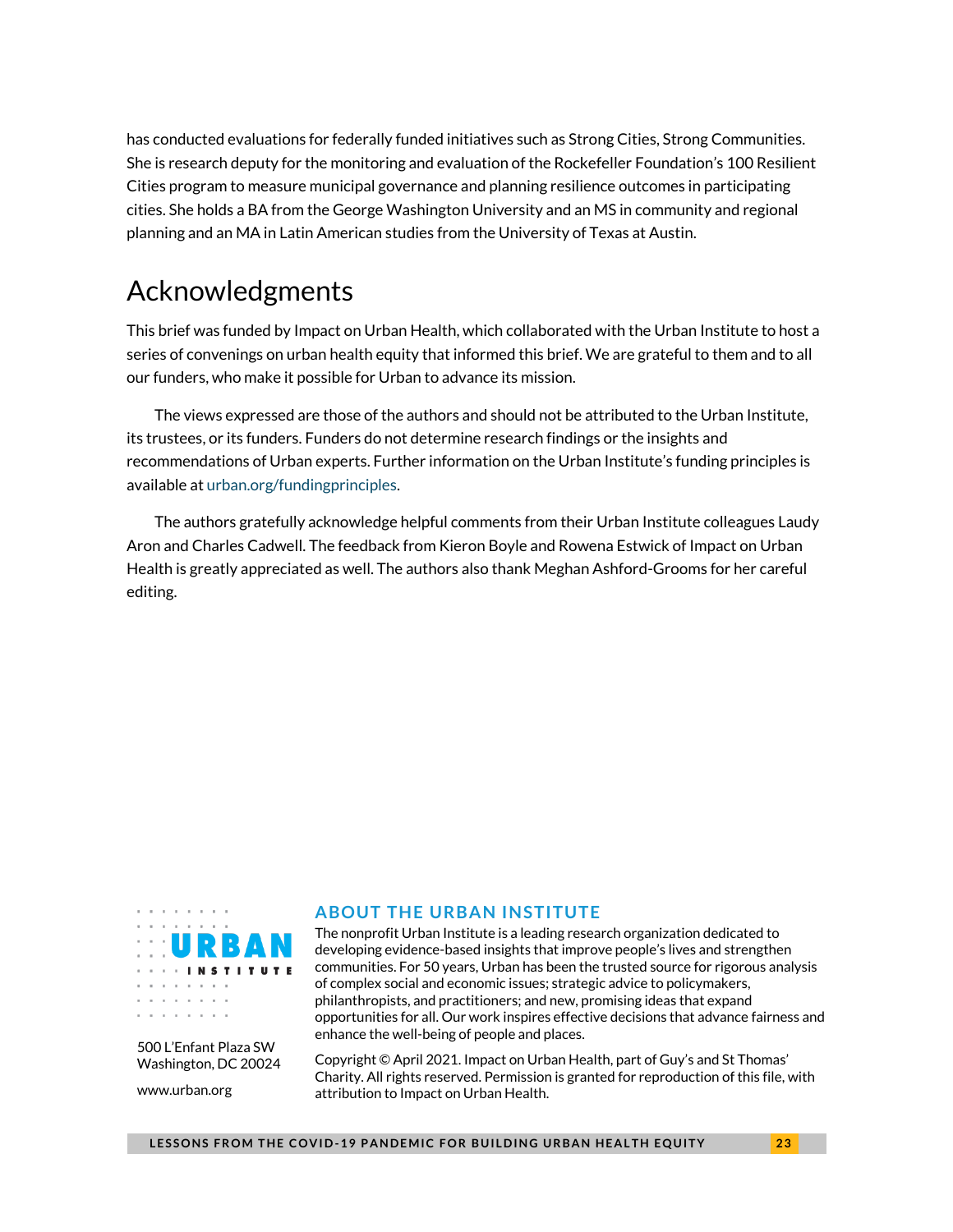has conducted evaluations for federally funded initiatives such as Strong Cities, Strong Communities. She is research deputy for the monitoring and evaluation of the Rockefeller Foundation's 100 Resilient Cities program to measure municipal governance and planning resilience outcomes in participating cities. She holds a BA from the George Washington University and an MS in community and regional planning and an MA in Latin American studies from the University of Texas at Austin.

# Acknowledgments

This brief was funded by Impact on Urban Health, which collaborated with the Urban Institute to host a series of convenings on urban health equity that informed this brief. We are grateful to them and to all our funders, who make it possible for Urban to advance its mission.

The views expressed are those of the authors and should not be attributed to the Urban Institute, its trustees, or its funders. Funders do not determine research findings or the insights and recommendations of Urban experts. Further information on the Urban Institute's funding principles is available at urban.org/fundingprinciples.

The authors gratefully acknowledge helpful comments from their Urban Institute colleagues Laudy Aron and Charles Cadwell. The feedback from Kieron Boyle and Rowena Estwick of Impact on Urban Health is greatly appreciated as well. The authors also thank Meghan Ashford-Grooms for her careful editing.

URBAN INSTITUTE

500 L'Enfant Plaza SW
Washington, DC 20024

www.urban.org

## ABOUT THE URBAN INSTITUTE

The nonprofit Urban Institute is a leading research organization dedicated to developing evidence-based insights that improve people's lives and strengthen communities. For 50 years, Urban has been the trusted source for rigorous analysis of complex social and economic issues; strategic advice to policymakers, philanthropists, and practitioners; and new, promising ideas that expand opportunities for all. Our work inspires effective decisions that advance fairness and enhance the well-being of people and places.

Copyright © April 2021. Impact on Urban Health, part of Guy's and St Thomas' Charity. All rights reserved. Permission is granted for reproduction of this file, with attribution to Impact on Urban Health.